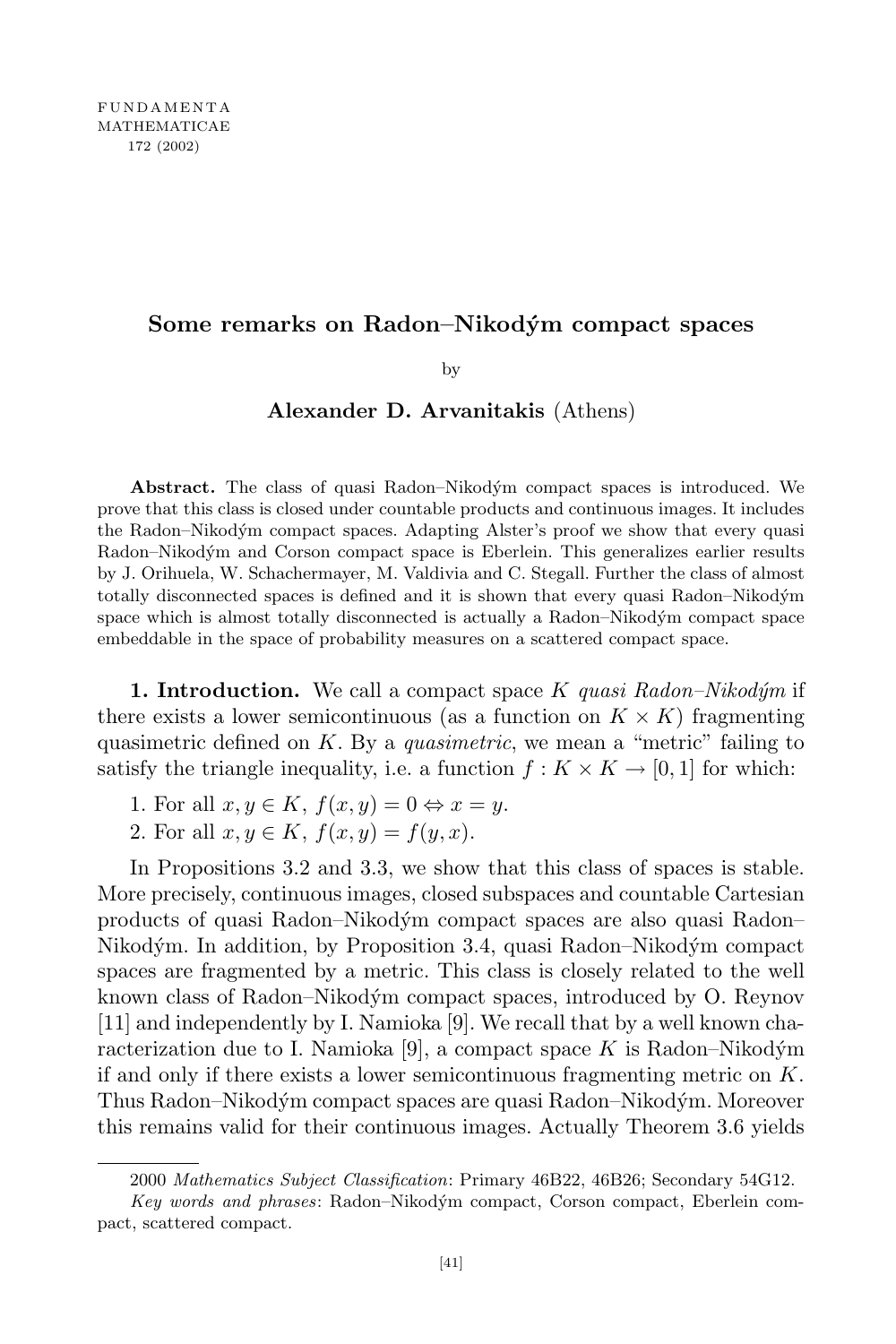# Some remarks on Radon–Nikodým compact spaces

by

**Alexander D. Arvanitakis** (Athens)

**Abstract.** The class of quasi Radon–Nikodým compact spaces is introduced. We prove that this class is closed under countable products and continuous images. It includes the Radon–Nikodým compact spaces. Adapting Alster's proof we show that every quasi Radon–Nikodým and Corson compact space is Eberlein. This generalizes earlier results by J. Orihuela, W. Schachermayer, M. Valdivia and C. Stegall. Further the class of almost totally disconnected spaces is defined and it is shown that every quasi Radon–Nikodým space which is almost totally disconnected is actually a Radon–Nikodým compact space embeddable in the space of probability measures on a scattered compact space.

**1. Introduction.** We call a compact space $K$ *quasi Radon–Nikodým* if there exists a lower semicontinuous (as a function on $K \times K$) fragmenting quasimetric defined on $K$. By a *quasimetric*, we mean a "metric" failing to satisfy the triangle inequality, i.e. a function $f : K \times K \to [0, 1]$ for which:

1. For all $x, y \in K$, $f(x, y) = 0 \Leftrightarrow x = y$.
2. For all $x, y \in K$, $f(x, y) = f(y, x)$.

In Propositions 3.2 and 3.3, we show that this class of spaces is stable. More precisely, continuous images, closed subspaces and countable Cartesian products of quasi Radon–Nikodým compact spaces are also quasi Radon–Nikodým. In addition, by Proposition 3.4, quasi Radon–Nikodým compact spaces are fragmented by a metric. This class is closely related to the well known class of Radon–Nikodým compact spaces, introduced by O. Reynov [11] and independently by I. Namioka [9]. We recall that by a well known characterization due to I. Namioka [9], a compact space $K$ is Radon–Nikodým if and only if there exists a lower semicontinuous fragmenting metric on $K$. Thus Radon–Nikodým compact spaces are quasi Radon–Nikodým. Moreover this remains valid for their continuous images. Actually Theorem 3.6 yields

---

2000 *Mathematics Subject Classification*: Primary 46B22, 46B26; Secondary 54G12.

*Key words and phrases*: Radon–Nikodým compact, Corson compact, Eberlein compact, scattered compact.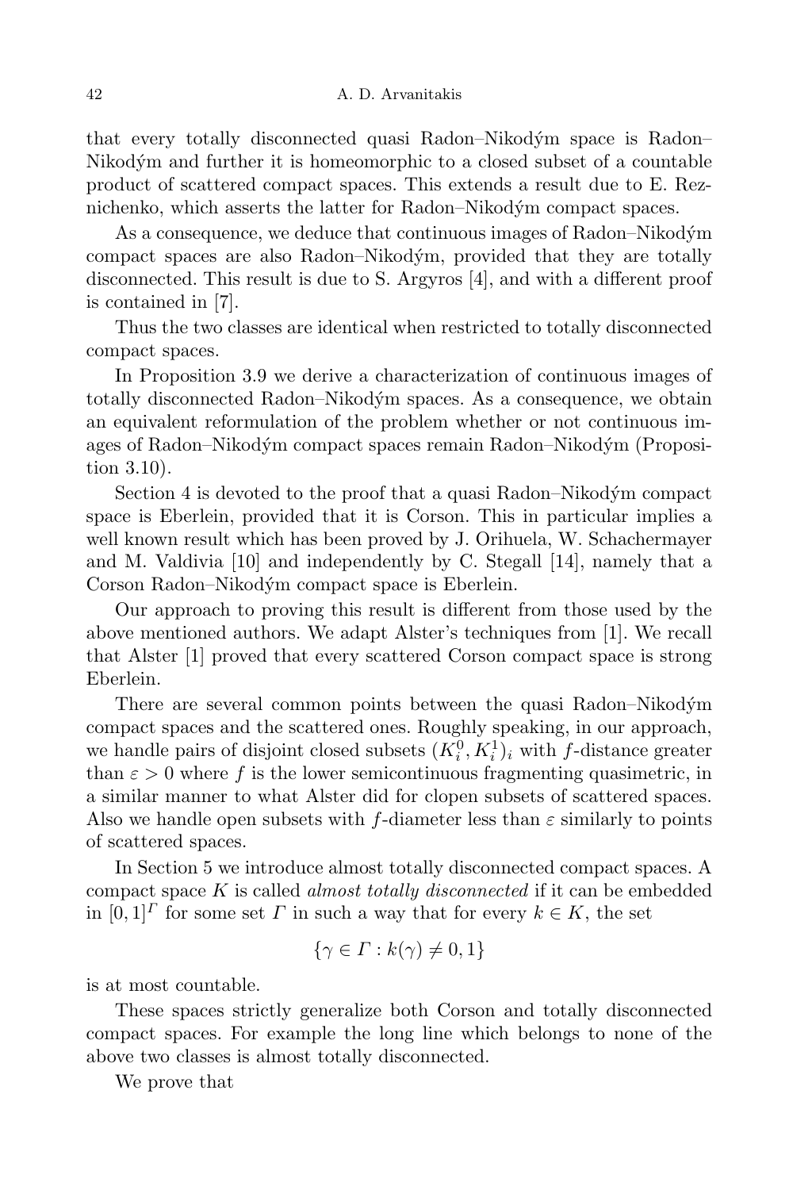that every totally disconnected quasi Radon–Nikodým space is Radon–Nikodým and further it is homeomorphic to a closed subset of a countable product of scattered compact spaces. This extends a result due to E. Reznichenko, which asserts the latter for Radon–Nikodým compact spaces.

As a consequence, we deduce that continuous images of Radon–Nikodým compact spaces are also Radon–Nikodým, provided that they are totally disconnected. This result is due to S. Argyros [4], and with a different proof is contained in [7].

Thus the two classes are identical when restricted to totally disconnected compact spaces.

In Proposition 3.9 we derive a characterization of continuous images of totally disconnected Radon–Nikodým spaces. As a consequence, we obtain an equivalent reformulation of the problem whether or not continuous images of Radon–Nikodým compact spaces remain Radon–Nikodým (Proposition 3.10).

Section 4 is devoted to the proof that a quasi Radon–Nikodým compact space is Eberlein, provided that it is Corson. This in particular implies a well known result which has been proved by J. Orihuela, W. Schachermayer and M. Valdivia [10] and independently by C. Stegall [14], namely that a Corson Radon–Nikodým compact space is Eberlein.

Our approach to proving this result is different from those used by the above mentioned authors. We adapt Alster's techniques from [1]. We recall that Alster [1] proved that every scattered Corson compact space is strong Eberlein.

There are several common points between the quasi Radon–Nikodým compact spaces and the scattered ones. Roughly speaking, in our approach, we handle pairs of disjoint closed subsets $(K_i^0, K_i^1)_i$ with $f$-distance greater than $\varepsilon > 0$ where $f$ is the lower semicontinuous fragmenting quasimetric, in a similar manner to what Alster did for clopen subsets of scattered spaces. Also we handle open subsets with $f$-diameter less than $\varepsilon$ similarly to points of scattered spaces.

In Section 5 we introduce almost totally disconnected compact spaces. A compact space $K$ is called *almost totally disconnected* if it can be embedded in $[0,1]^{\Gamma}$ for some set $\Gamma$ in such a way that for every $k \in K$, the set

$$\{\gamma \in \Gamma : k(\gamma) \neq 0, 1\}$$

is at most countable.

These spaces strictly generalize both Corson and totally disconnected compact spaces. For example the long line which belongs to none of the above two classes is almost totally disconnected.

We prove that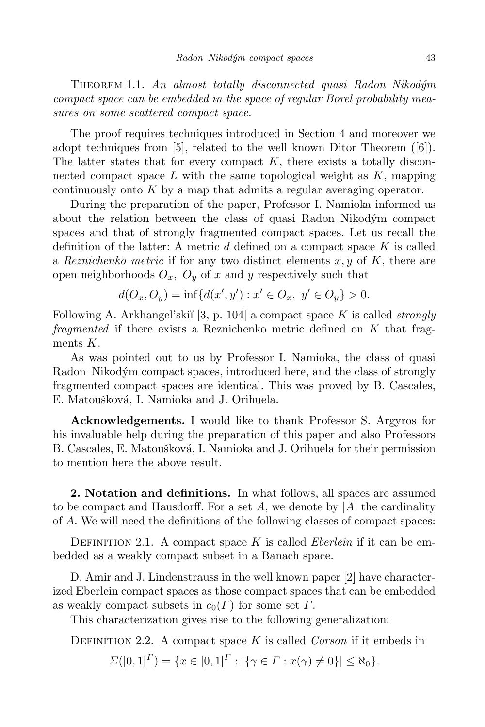THEOREM 1.1. *An almost totally disconnected quasi Radon–Nikodým compact space can be embedded in the space of regular Borel probability measures on some scattered compact space.*

The proof requires techniques introduced in Section 4 and moreover we adopt techniques from [5], related to the well known Ditor Theorem ([6]). The latter states that for every compact $K$, there exists a totally disconnected compact space $L$ with the same topological weight as $K$, mapping continuously onto $K$ by a map that admits a regular averaging operator.

During the preparation of the paper, Professor I. Namioka informed us about the relation between the class of quasi Radon–Nikodým compact spaces and that of strongly fragmented compact spaces. Let us recall the definition of the latter: A metric $d$ defined on a compact space $K$ is called a *Reznichenko metric* if for any two distinct elements $x, y$ of $K$, there are open neighborhoods $O_x$, $O_y$ of $x$ and $y$ respectively such that

$$d(O_x, O_y) = \inf\{d(x', y') : x' \in O_x,\ y' \in O_y\} > 0.$$

Following A. Arkhangel'skiĭ [3, p. 104] a compact space $K$ is called *strongly fragmented* if there exists a Reznichenko metric defined on $K$ that fragments $K$.

As was pointed out to us by Professor I. Namioka, the class of quasi Radon–Nikodým compact spaces, introduced here, and the class of strongly fragmented compact spaces are identical. This was proved by B. Cascales, E. Matoušková, I. Namioka and J. Orihuela.

**Acknowledgements.** I would like to thank Professor S. Argyros for his invaluable help during the preparation of this paper and also Professors B. Cascales, E. Matoušková, I. Namioka and J. Orihuela for their permission to mention here the above result.

**2. Notation and definitions.** In what follows, all spaces are assumed to be compact and Hausdorff. For a set $A$, we denote by $|A|$ the cardinality of $A$. We will need the definitions of the following classes of compact spaces:

DEFINITION 2.1. A compact space $K$ is called *Eberlein* if it can be embedded as a weakly compact subset in a Banach space.

D. Amir and J. Lindenstrauss in the well known paper [2] have characterized Eberlein compact spaces as those compact spaces that can be embedded as weakly compact subsets in $c_0(\Gamma)$ for some set $\Gamma$.

This characterization gives rise to the following generalization:

DEFINITION 2.2. A compact space $K$ is called *Corson* if it embeds in

$$\Sigma([0,1]^\Gamma) = \{x \in [0,1]^\Gamma : |\{\gamma \in \Gamma : x(\gamma) \neq 0\}| \leq \aleph_0\}.$$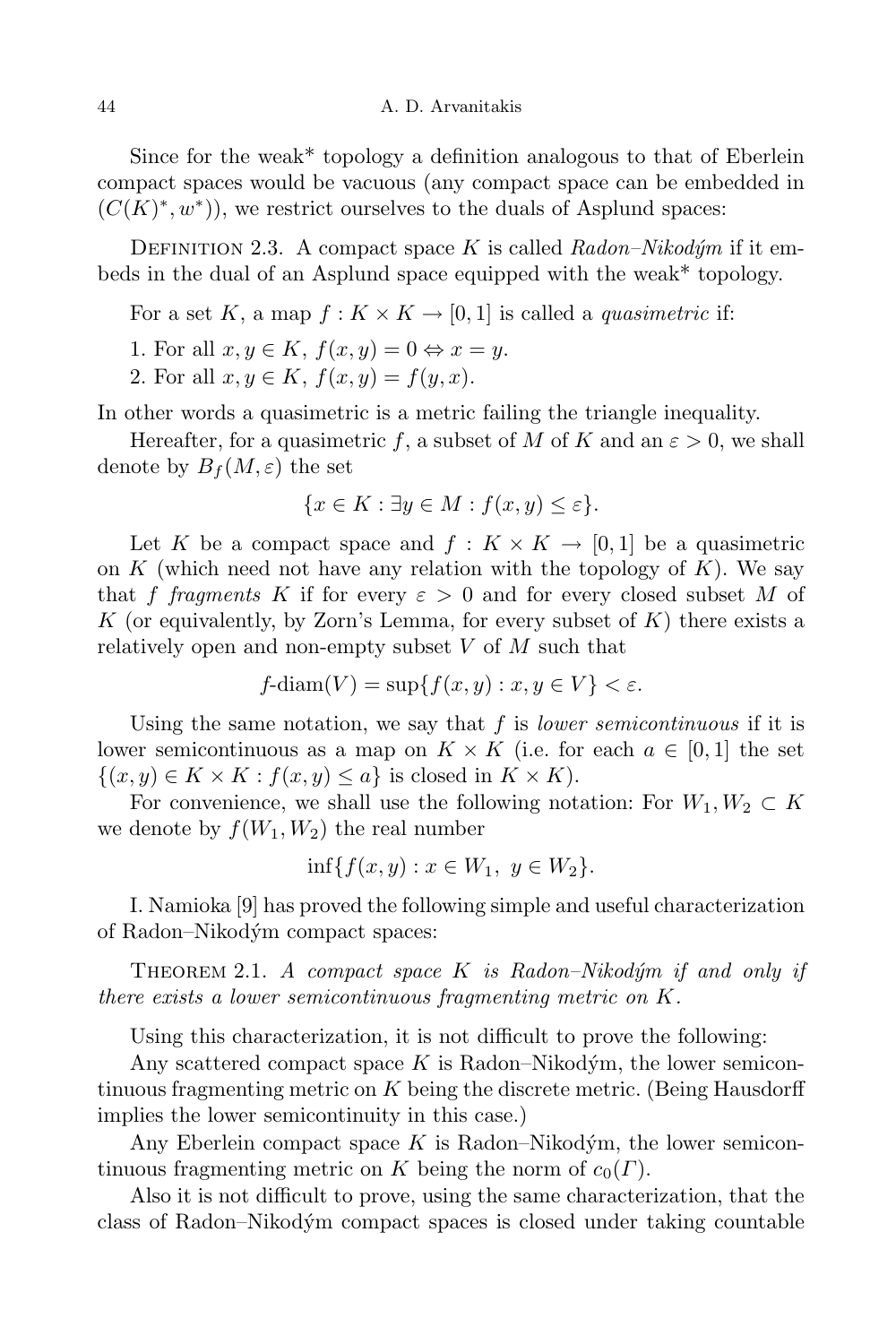Since for the weak* topology a definition analogous to that of Eberlein compact spaces would be vacuous (any compact space can be embedded in $(C(K)^*, w^*)$), we restrict ourselves to the duals of Asplund spaces:

Definition 2.3. A compact space $K$ is called *Radon–Nikodým* if it embeds in the dual of an Asplund space equipped with the weak* topology.

For a set $K$, a map $f : K \times K \to [0,1]$ is called a *quasimetric* if:

1. For all $x, y \in K$, $f(x,y) = 0 \Leftrightarrow x = y$.
2. For all $x, y \in K$, $f(x,y) = f(y,x)$.

In other words a quasimetric is a metric failing the triangle inequality.

Hereafter, for a quasimetric $f$, a subset of $M$ of $K$ and an $\varepsilon > 0$, we shall denote by $B_f(M, \varepsilon)$ the set

$$\{x \in K : \exists y \in M : f(x,y) \leq \varepsilon\}.$$

Let $K$ be a compact space and $f : K \times K \to [0,1]$ be a quasimetric on $K$ (which need not have any relation with the topology of $K$). We say that $f$ *fragments* $K$ if for every $\varepsilon > 0$ and for every closed subset $M$ of $K$ (or equivalently, by Zorn's Lemma, for every subset of $K$) there exists a relatively open and non-empty subset $V$ of $M$ such that

$$f\text{-diam}(V) = \sup\{f(x,y) : x, y \in V\} < \varepsilon.$$

Using the same notation, we say that $f$ is *lower semicontinuous* if it is lower semicontinuous as a map on $K \times K$ (i.e. for each $a \in [0,1]$ the set $\{(x,y) \in K \times K : f(x,y) \leq a\}$ is closed in $K \times K$).

For convenience, we shall use the following notation: For $W_1, W_2 \subset K$ we denote by $f(W_1, W_2)$ the real number

$$\inf\{f(x,y) : x \in W_1,\ y \in W_2\}.$$

I. Namioka [9] has proved the following simple and useful characterization of Radon–Nikodým compact spaces:

Theorem 2.1. *A compact space $K$ is Radon–Nikodým if and only if there exists a lower semicontinuous fragmenting metric on $K$.*

Using this characterization, it is not difficult to prove the following:

Any scattered compact space $K$ is Radon–Nikodým, the lower semicontinuous fragmenting metric on $K$ being the discrete metric. (Being Hausdorff implies the lower semicontinuity in this case.)

Any Eberlein compact space $K$ is Radon–Nikodým, the lower semicontinuous fragmenting metric on $K$ being the norm of $c_0(\Gamma)$.

Also it is not difficult to prove, using the same characterization, that the class of Radon–Nikodým compact spaces is closed under taking countable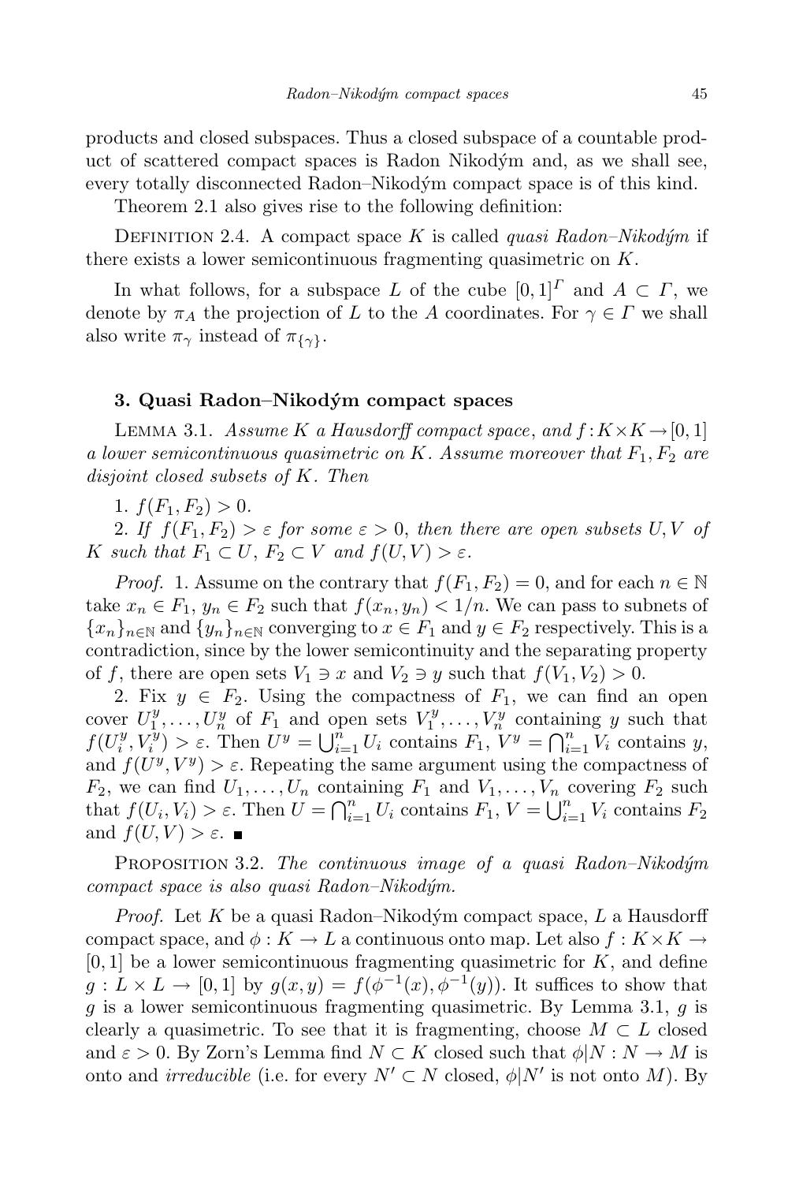products and closed subspaces. Thus a closed subspace of a countable product of scattered compact spaces is Radon Nikodým and, as we shall see, every totally disconnected Radon–Nikodým compact space is of this kind.

Theorem 2.1 also gives rise to the following definition:

Definition 2.4. A compact space $K$ is called *quasi Radon–Nikodým* if there exists a lower semicontinuous fragmenting quasimetric on $K$.

In what follows, for a subspace $L$ of the cube $[0,1]^\Gamma$ and $A \subset \Gamma$, we denote by $\pi_A$ the projection of $L$ to the $A$ coordinates. For $\gamma \in \Gamma$ we shall also write $\pi_\gamma$ instead of $\pi_{\{\gamma\}}$.

### 3. Quasi Radon–Nikodým compact spaces

Lemma 3.1. *Assume $K$ a Hausdorff compact space, and $f: K\times K \to [0,1]$ a lower semicontinuous quasimetric on $K$. Assume moreover that $F_1, F_2$ are disjoint closed subsets of $K$. Then*

1. $f(F_1, F_2) > 0$.

2. *If $f(F_1, F_2) > \varepsilon$ for some $\varepsilon > 0$, then there are open subsets $U, V$ of $K$ such that $F_1 \subset U$, $F_2 \subset V$ and $f(U,V) > \varepsilon$.*

*Proof.* 1. Assume on the contrary that $f(F_1,F_2) = 0$, and for each $n \in \mathbb{N}$ take $x_n \in F_1$, $y_n \in F_2$ such that $f(x_n, y_n) < 1/n$. We can pass to subnets of $\{x_n\}_{n\in\mathbb{N}}$ and $\{y_n\}_{n\in\mathbb{N}}$ converging to $x \in F_1$ and $y \in F_2$ respectively. This is a contradiction, since by the lower semicontinuity and the separating property of $f$, there are open sets $V_1 \ni x$ and $V_2 \ni y$ such that $f(V_1, V_2) > 0$.

2. Fix $y \in F_2$. Using the compactness of $F_1$, we can find an open cover $U_1^y, \dots, U_n^y$ of $F_1$ and open sets $V_1^y, \dots, V_n^y$ containing $y$ such that $f(U_i^y, V_i^y) > \varepsilon$. Then $U^y = \bigcup_{i=1}^n U_i$ contains $F_1$, $V^y = \bigcap_{i=1}^n V_i$ contains $y$, and $f(U^y, V^y) > \varepsilon$. Repeating the same argument using the compactness of $F_2$, we can find $U_1, \dots, U_n$ containing $F_1$ and $V_1, \dots, V_n$ covering $F_2$ such that $f(U_i, V_i) > \varepsilon$. Then $U = \bigcap_{i=1}^n U_i$ contains $F_1$, $V = \bigcup_{i=1}^n V_i$ contains $F_2$ and $f(U,V) > \varepsilon$. ■

Proposition 3.2. *The continuous image of a quasi Radon–Nikodým compact space is also quasi Radon–Nikodým.*

*Proof.* Let $K$ be a quasi Radon–Nikodým compact space, $L$ a Hausdorff compact space, and $\phi: K \to L$ a continuous onto map. Let also $f: K\times K \to [0,1]$ be a lower semicontinuous fragmenting quasimetric for $K$, and define $g: L\times L \to [0,1]$ by $g(x,y) = f(\phi^{-1}(x), \phi^{-1}(y))$. It suffices to show that $g$ is a lower semicontinuous fragmenting quasimetric. By Lemma 3.1, $g$ is clearly a quasimetric. To see that it is fragmenting, choose $M \subset L$ closed and $\varepsilon > 0$. By Zorn's Lemma find $N \subset K$ closed such that $\phi|N : N \to M$ is onto and *irreducible* (i.e. for every $N' \subset N$ closed, $\phi|N'$ is not onto $M$). By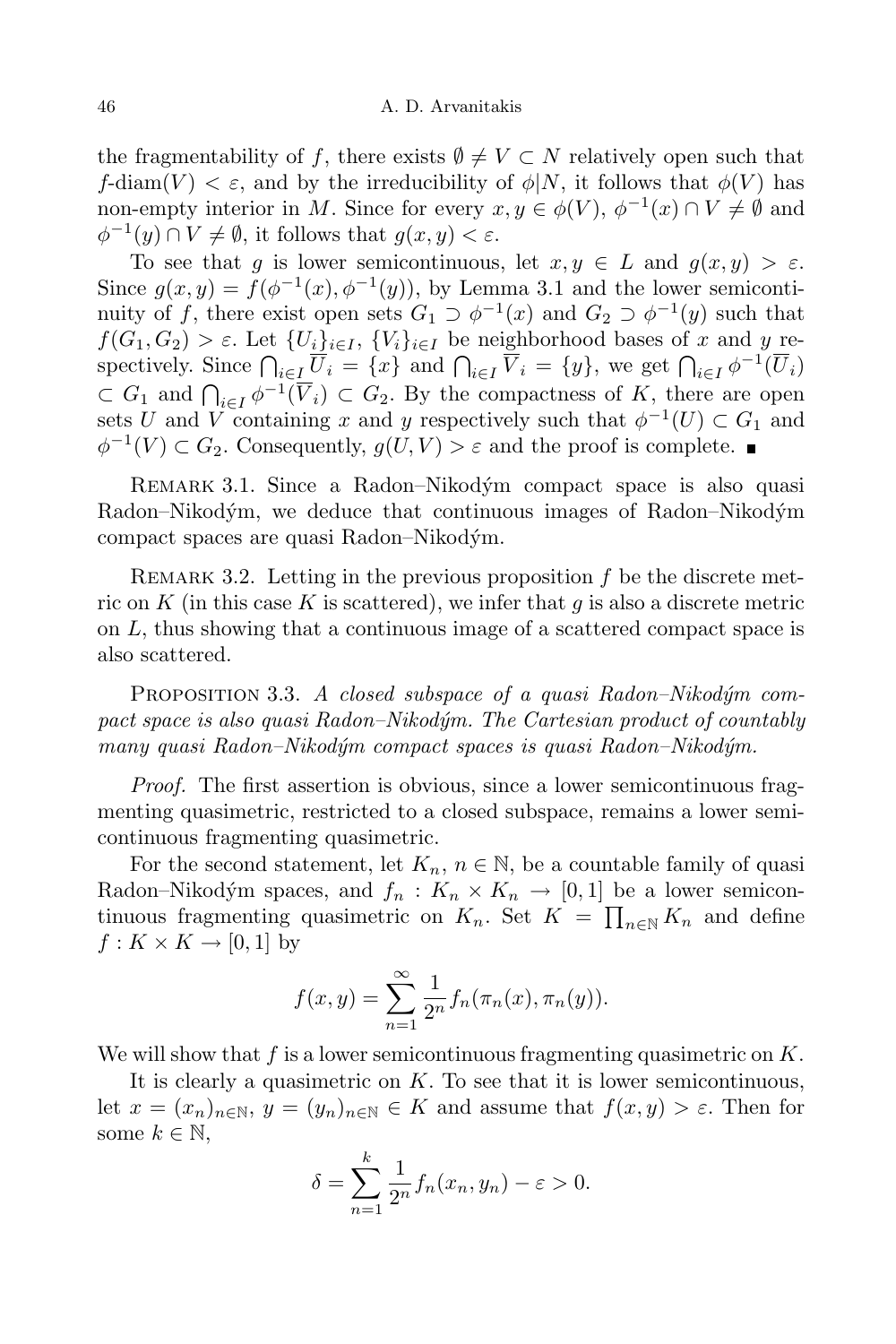the fragmentability of $f$, there exists $\emptyset \neq V \subset N$ relatively open such that $f$-diam$(V) < \varepsilon$, and by the irreducibility of $\phi|N$, it follows that $\phi(V)$ has non-empty interior in $M$. Since for every $x, y \in \phi(V)$, $\phi^{-1}(x) \cap V \neq \emptyset$ and $\phi^{-1}(y) \cap V \neq \emptyset$, it follows that $g(x, y) < \varepsilon$.

To see that $g$ is lower semicontinuous, let $x, y \in L$ and $g(x, y) > \varepsilon$. Since $g(x, y) = f(\phi^{-1}(x), \phi^{-1}(y))$, by Lemma 3.1 and the lower semicontinuity of $f$, there exist open sets $G_1 \supset \phi^{-1}(x)$ and $G_2 \supset \phi^{-1}(y)$ such that $f(G_1, G_2) > \varepsilon$. Let $\{U_i\}_{i\in I}$, $\{V_i\}_{i\in I}$ be neighborhood bases of $x$ and $y$ respectively. Since $\bigcap_{i\in I} \overline{U}_i = \{x\}$ and $\bigcap_{i\in I} \overline{V}_i = \{y\}$, we get $\bigcap_{i\in I} \phi^{-1}(\overline{U}_i) \subset G_1$ and $\bigcap_{i\in I} \phi^{-1}(\overline{V}_i) \subset G_2$. By the compactness of $K$, there are open sets $U$ and $V$ containing $x$ and $y$ respectively such that $\phi^{-1}(U) \subset G_1$ and $\phi^{-1}(V) \subset G_2$. Consequently, $g(U, V) > \varepsilon$ and the proof is complete. ∎

Remark 3.1. Since a Radon–Nikodým compact space is also quasi Radon–Nikodým, we deduce that continuous images of Radon–Nikodým compact spaces are quasi Radon–Nikodým.

Remark 3.2. Letting in the previous proposition $f$ be the discrete metric on $K$ (in this case $K$ is scattered), we infer that $g$ is also a discrete metric on $L$, thus showing that a continuous image of a scattered compact space is also scattered.

Proposition 3.3. *A closed subspace of a quasi Radon–Nikodým compact space is also quasi Radon–Nikodým. The Cartesian product of countably many quasi Radon–Nikodým compact spaces is quasi Radon–Nikodým.*

*Proof.* The first assertion is obvious, since a lower semicontinuous fragmenting quasimetric, restricted to a closed subspace, remains a lower semicontinuous fragmenting quasimetric.

For the second statement, let $K_n$, $n \in \mathbb{N}$, be a countable family of quasi Radon–Nikodým spaces, and $f_n : K_n \times K_n \to [0, 1]$ be a lower semicontinuous fragmenting quasimetric on $K_n$. Set $K = \prod_{n\in\mathbb{N}} K_n$ and define $f : K \times K \to [0, 1]$ by

$$f(x, y) = \sum_{n=1}^{\infty} \frac{1}{2^n} f_n(\pi_n(x), \pi_n(y)).$$

We will show that $f$ is a lower semicontinuous fragmenting quasimetric on $K$.

It is clearly a quasimetric on $K$. To see that it is lower semicontinuous, let $x = (x_n)_{n\in\mathbb{N}}$, $y = (y_n)_{n\in\mathbb{N}} \in K$ and assume that $f(x, y) > \varepsilon$. Then for some $k \in \mathbb{N}$,

$$\delta = \sum_{n=1}^{k} \frac{1}{2^n} f_n(x_n, y_n) - \varepsilon > 0.$$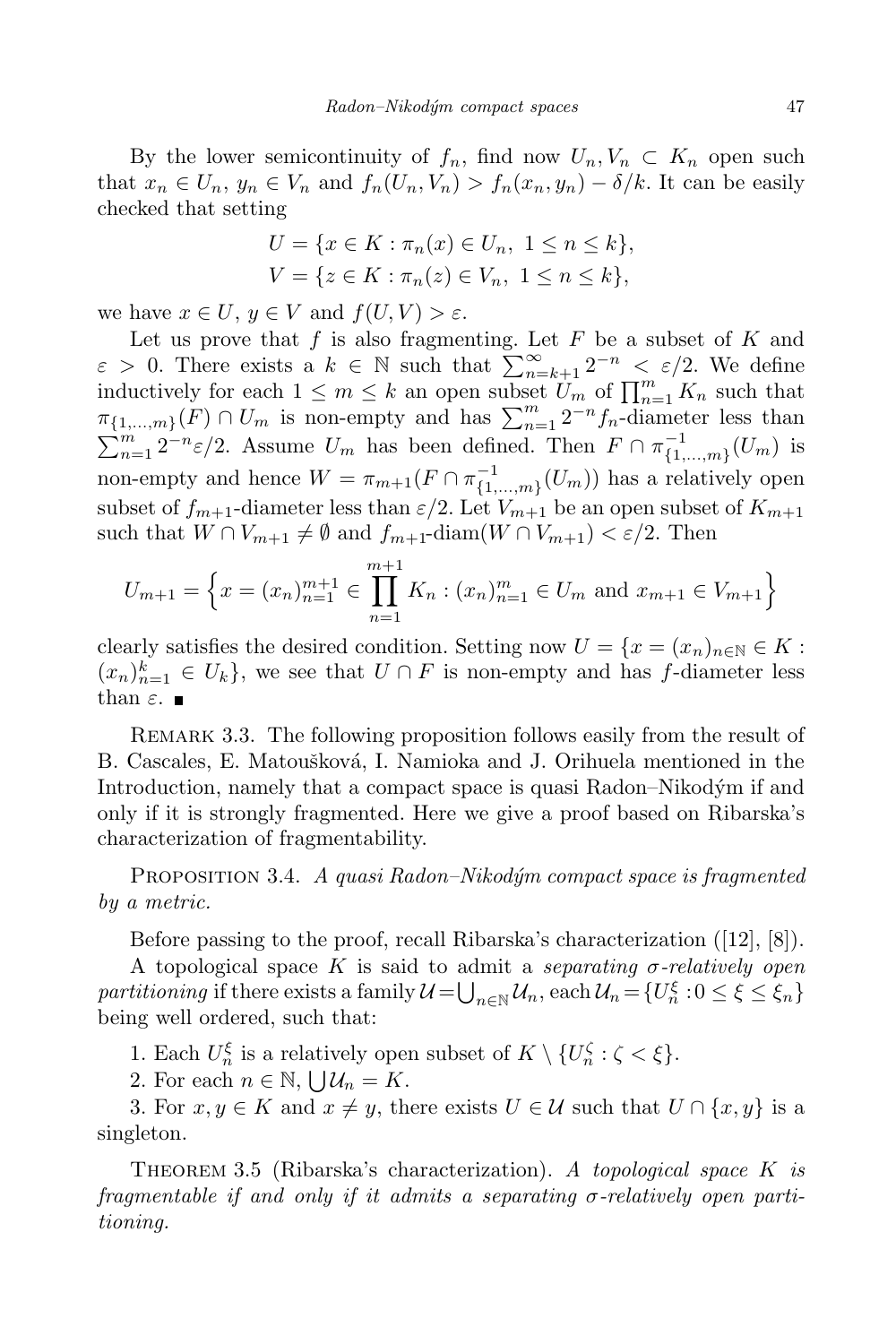By the lower semicontinuity of $f_n$, find now $U_n, V_n \subset K_n$ open such that $x_n \in U_n$, $y_n \in V_n$ and $f_n(U_n, V_n) > f_n(x_n, y_n) - \delta/k$. It can be easily checked that setting

$$
\begin{aligned}
U &= \{x \in K : \pi_n(x) \in U_n,\ 1 \le n \le k\},\\
V &= \{z \in K : \pi_n(z) \in V_n,\ 1 \le n \le k\},
\end{aligned}
$$

we have $x \in U$, $y \in V$ and $f(U, V) > \varepsilon$.

Let us prove that $f$ is also fragmenting. Let $F$ be a subset of $K$ and $\varepsilon > 0$. There exists a $k \in \mathbb{N}$ such that $\sum_{n=k+1}^{\infty} 2^{-n} < \varepsilon/2$. We define inductively for each $1 \le m \le k$ an open subset $U_m$ of $\prod_{n=1}^{m} K_n$ such that $\pi_{\{1,\dots,m\}}(F) \cap U_m$ is non-empty and has $\sum_{n=1}^{m} 2^{-n} f_n$-diameter less than $\sum_{n=1}^{m} 2^{-n}\varepsilon/2$. Assume $U_m$ has been defined. Then $F \cap \pi^{-1}_{\{1,\dots,m\}}(U_m)$ is non-empty and hence $W = \pi_{m+1}(F \cap \pi^{-1}_{\{1,\dots,m\}}(U_m))$ has a relatively open subset of $f_{m+1}$-diameter less than $\varepsilon/2$. Let $V_{m+1}$ be an open subset of $K_{m+1}$ such that $W \cap V_{m+1} \neq \emptyset$ and $f_{m+1}$-$\mathrm{diam}(W \cap V_{m+1}) < \varepsilon/2$. Then

$$
U_{m+1} = \Big\{ x = (x_n)_{n=1}^{m+1} \in \prod_{n=1}^{m+1} K_n : (x_n)_{n=1}^{m} \in U_m \text{ and } x_{m+1} \in V_{m+1} \Big\}
$$

clearly satisfies the desired condition. Setting now $U = \{x = (x_n)_{n \in \mathbb{N}} \in K : (x_n)_{n=1}^{k} \in U_k\}$, we see that $U \cap F$ is non-empty and has $f$-diameter less than $\varepsilon$. ■

Remark 3.3. The following proposition follows easily from the result of B. Cascales, E. Matoušková, I. Namioka and J. Orihuela mentioned in the Introduction, namely that a compact space is quasi Radon–Nikodým if and only if it is strongly fragmented. Here we give a proof based on Ribarska's characterization of fragmentability.

Proposition 3.4. *A quasi Radon–Nikodým compact space is fragmented by a metric.*

Before passing to the proof, recall Ribarska's characterization ([12], [8]).

A topological space $K$ is said to admit a *separating $\sigma$-relatively open partitioning* if there exists a family $\mathcal{U} = \bigcup_{n \in \mathbb{N}} \mathcal{U}_n$, each $\mathcal{U}_n = \{U_n^{\xi} : 0 \le \xi \le \xi_n\}$ being well ordered, such that:

1. Each $U_n^{\xi}$ is a relatively open subset of $K \setminus \{U_n^{\zeta} : \zeta < \xi\}$.
2. For each $n \in \mathbb{N}$, $\bigcup \mathcal{U}_n = K$.
3. For $x, y \in K$ and $x \neq y$, there exists $U \in \mathcal{U}$ such that $U \cap \{x, y\}$ is a singleton.

Theorem 3.5 (Ribarska's characterization). *A topological space $K$ is fragmentable if and only if it admits a separating $\sigma$-relatively open partitioning.*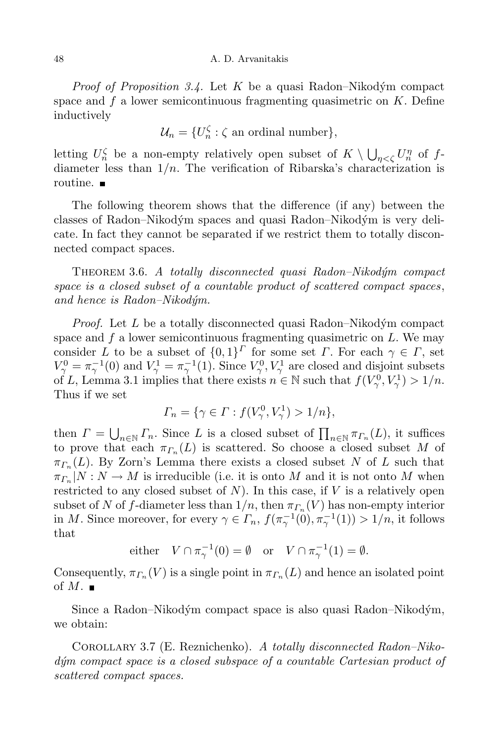*Proof of Proposition 3.4.* Let $K$ be a quasi Radon–Nikodým compact space and $f$ a lower semicontinuous fragmenting quasimetric on $K$. Define inductively

$$\mathcal{U}_n = \{U_n^\zeta : \zeta \text{ an ordinal number}\},$$

letting $U_n^\zeta$ be a non-empty relatively open subset of $K \setminus \bigcup_{\eta<\zeta} U_n^\eta$ of $f$-diameter less than $1/n$. The verification of Ribarska's characterization is routine. ∎

The following theorem shows that the difference (if any) between the classes of Radon–Nikodým spaces and quasi Radon–Nikodým is very delicate. In fact they cannot be separated if we restrict them to totally disconnected compact spaces.

THEOREM 3.6. *A totally disconnected quasi Radon–Nikodým compact space is a closed subset of a countable product of scattered compact spaces, and hence is Radon–Nikodým.*

*Proof.* Let $L$ be a totally disconnected quasi Radon–Nikodým compact space and $f$ a lower semicontinuous fragmenting quasimetric on $L$. We may consider $L$ to be a subset of $\{0,1\}^\Gamma$ for some set $\Gamma$. For each $\gamma \in \Gamma$, set $V_\gamma^0 = \pi_\gamma^{-1}(0)$ and $V_\gamma^1 = \pi_\gamma^{-1}(1)$. Since $V_\gamma^0, V_\gamma^1$ are closed and disjoint subsets of $L$, Lemma 3.1 implies that there exists $n \in \mathbb{N}$ such that $f(V_\gamma^0, V_\gamma^1) > 1/n$. Thus if we set

$$\Gamma_n = \{\gamma \in \Gamma : f(V_\gamma^0, V_\gamma^1) > 1/n\},$$

then $\Gamma = \bigcup_{n\in\mathbb{N}} \Gamma_n$. Since $L$ is a closed subset of $\prod_{n\in\mathbb{N}} \pi_{\Gamma_n}(L)$, it suffices to prove that each $\pi_{\Gamma_n}(L)$ is scattered. So choose a closed subset $M$ of $\pi_{\Gamma_n}(L)$. By Zorn's Lemma there exists a closed subset $N$ of $L$ such that $\pi_{\Gamma_n}|N : N \to M$ is irreducible (i.e. it is onto $M$ and it is not onto $M$ when restricted to any closed subset of $N$). In this case, if $V$ is a relatively open subset of $N$ of $f$-diameter less than $1/n$, then $\pi_{\Gamma_n}(V)$ has non-empty interior in $M$. Since moreover, for every $\gamma \in \Gamma_n$, $f(\pi_\gamma^{-1}(0), \pi_\gamma^{-1}(1)) > 1/n$, it follows that

$$\text{either} \quad V \cap \pi_\gamma^{-1}(0) = \emptyset \quad \text{or} \quad V \cap \pi_\gamma^{-1}(1) = \emptyset.$$

Consequently, $\pi_{\Gamma_n}(V)$ is a single point in $\pi_{\Gamma_n}(L)$ and hence an isolated point of $M$. ∎

Since a Radon–Nikodým compact space is also quasi Radon–Nikodým, we obtain:

COROLLARY 3.7 (E. Reznichenko). *A totally disconnected Radon–Nikodým compact space is a closed subspace of a countable Cartesian product of scattered compact spaces.*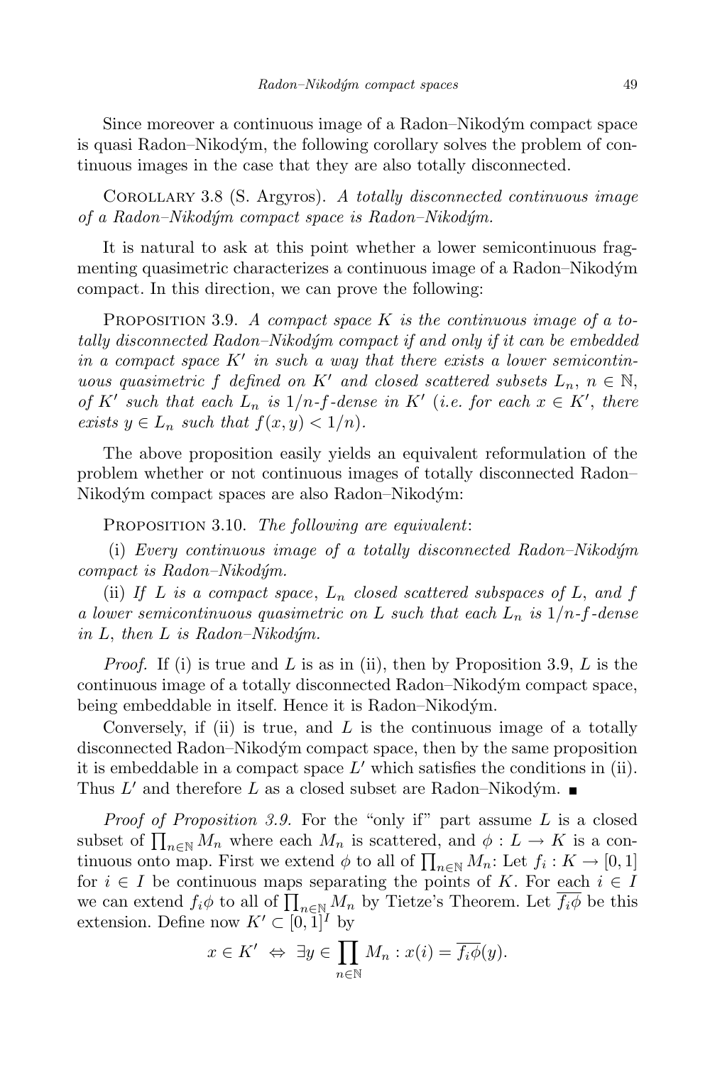Since moreover a continuous image of a Radon–Nikodým compact space is quasi Radon–Nikodým, the following corollary solves the problem of continuous images in the case that they are also totally disconnected.

Corollary 3.8 (S. Argyros). *A totally disconnected continuous image of a Radon–Nikodým compact space is Radon–Nikodým.*

It is natural to ask at this point whether a lower semicontinuous fragmenting quasimetric characterizes a continuous image of a Radon–Nikodým compact. In this direction, we can prove the following:

Proposition 3.9. *A compact space $K$ is the continuous image of a totally disconnected Radon–Nikodým compact if and only if it can be embedded in a compact space $K'$ in such a way that there exists a lower semicontinuous quasimetric $f$ defined on $K'$ and closed scattered subsets $L_n$, $n \in \mathbb{N}$, of $K'$ such that each $L_n$ is $1/n$-$f$-dense in $K'$ (i.e. for each $x \in K'$, there exists $y \in L_n$ such that $f(x,y) < 1/n$).*

The above proposition easily yields an equivalent reformulation of the problem whether or not continuous images of totally disconnected Radon–Nikodým compact spaces are also Radon–Nikodým:

Proposition 3.10. *The following are equivalent*:

(i) *Every continuous image of a totally disconnected Radon–Nikodým compact is Radon–Nikodým.*

(ii) *If $L$ is a compact space*, *$L_n$ closed scattered subspaces of $L$, and $f$ a lower semicontinuous quasimetric on $L$ such that each $L_n$ is $1/n$-$f$-dense in $L$, then $L$ is Radon–Nikodým.*

*Proof.* If (i) is true and $L$ is as in (ii), then by Proposition 3.9, $L$ is the continuous image of a totally disconnected Radon–Nikodým compact space, being embeddable in itself. Hence it is Radon–Nikodým.

Conversely, if (ii) is true, and $L$ is the continuous image of a totally disconnected Radon–Nikodým compact space, then by the same proposition it is embeddable in a compact space $L'$ which satisfies the conditions in (ii). Thus $L'$ and therefore $L$ as a closed subset are Radon–Nikodým. ∎

*Proof of Proposition 3.9.* For the "only if" part assume $L$ is a closed subset of $\prod_{n\in\mathbb{N}} M_n$ where each $M_n$ is scattered, and $\phi : L \to K$ is a continuous onto map. First we extend $\phi$ to all of $\prod_{n\in\mathbb{N}} M_n$: Let $f_i : K \to [0,1]$ for $i \in I$ be continuous maps separating the points of $K$. For each $i \in I$ we can extend $f_i\phi$ to all of $\prod_{n\in\mathbb{N}} M_n$ by Tietze's Theorem. Let $\overline{f_i\phi}$ be this extension. Define now $K' \subset [0,1]^I$ by

$$x \in K' \Leftrightarrow \exists y \in \prod_{n\in\mathbb{N}} M_n : x(i) = \overline{f_i\phi}(y).$$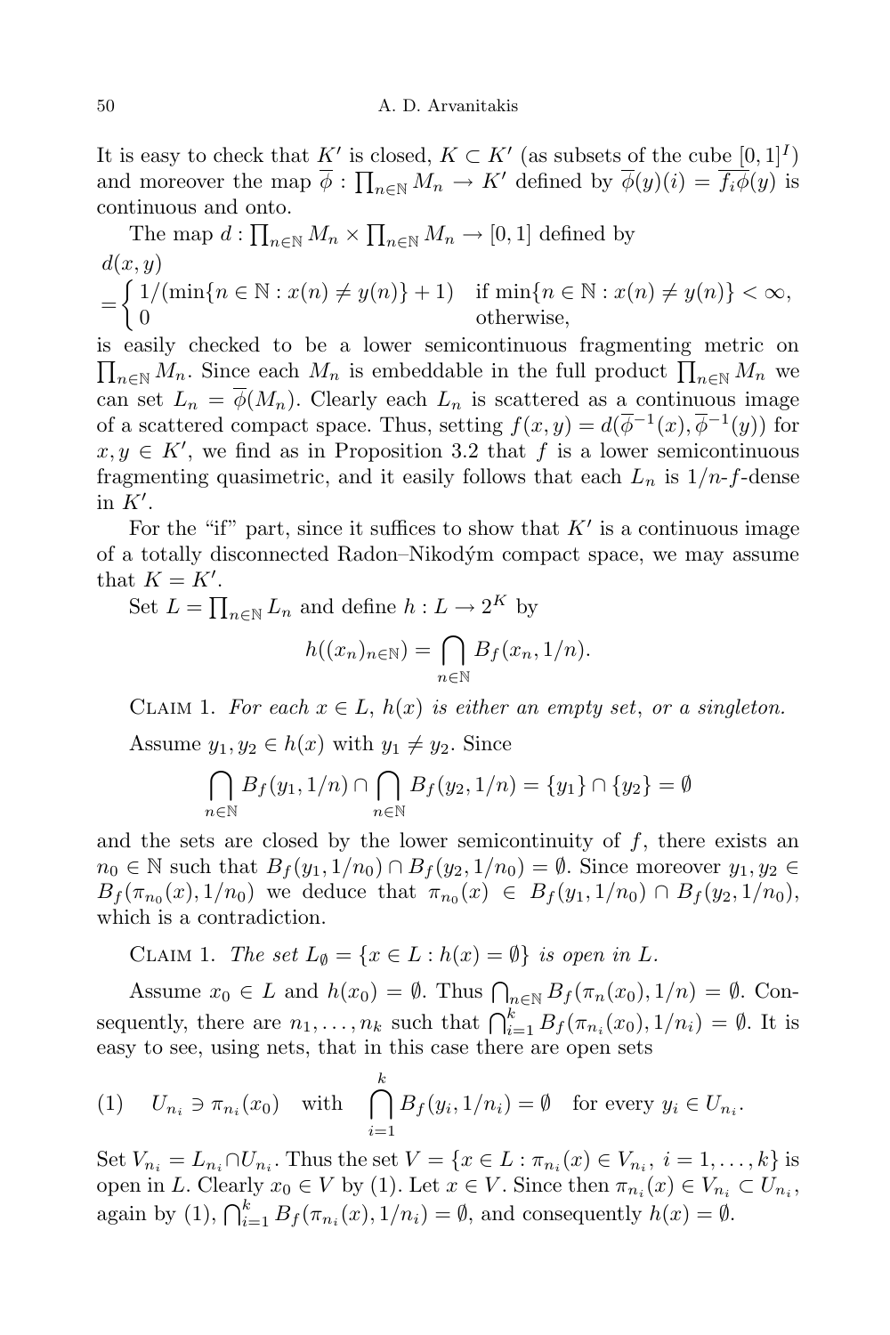It is easy to check that $K'$ is closed, $K \subset K'$ (as subsets of the cube $[0,1]^I$) and moreover the map $\overline{\phi} : \prod_{n\in\mathbb{N}} M_n \to K'$ defined by $\overline{\phi}(y)(i) = \overline{f_i \phi}(y)$ is continuous and onto.

The map $d : \prod_{n\in\mathbb{N}} M_n \times \prod_{n\in\mathbb{N}} M_n \to [0,1]$ defined by

$$d(x,y) = \begin{cases} 1/(\min\{n \in \mathbb{N} : x(n) \neq y(n)\} + 1) & \text{if } \min\{n \in \mathbb{N} : x(n) \neq y(n)\} < \infty, \\ 0 & \text{otherwise,} \end{cases}$$

is easily checked to be a lower semicontinuous fragmenting metric on $\prod_{n\in\mathbb{N}} M_n$. Since each $M_n$ is embeddable in the full product $\prod_{n\in\mathbb{N}} M_n$ we can set $L_n = \overline{\phi}(M_n)$. Clearly each $L_n$ is scattered as a continuous image of a scattered compact space. Thus, setting $f(x,y) = d(\overline{\phi}^{-1}(x), \overline{\phi}^{-1}(y))$ for $x, y \in K'$, we find as in Proposition 3.2 that $f$ is a lower semicontinuous fragmenting quasimetric, and it easily follows that each $L_n$ is $1/n$-$f$-dense in $K'$.

For the "if" part, since it suffices to show that $K'$ is a continuous image of a totally disconnected Radon–Nikodým compact space, we may assume that $K = K'$.

Set $L = \prod_{n\in\mathbb{N}} L_n$ and define $h : L \to 2^K$ by

$$h((x_n)_{n\in\mathbb{N}}) = \bigcap_{n\in\mathbb{N}} B_f(x_n, 1/n).$$

Claim 1. *For each $x \in L$, $h(x)$ is either an empty set, or a singleton.*

Assume $y_1, y_2 \in h(x)$ with $y_1 \neq y_2$. Since

$$\bigcap_{n\in\mathbb{N}} B_f(y_1, 1/n) \cap \bigcap_{n\in\mathbb{N}} B_f(y_2, 1/n) = \{y_1\} \cap \{y_2\} = \emptyset$$

and the sets are closed by the lower semicontinuity of $f$, there exists an $n_0 \in \mathbb{N}$ such that $B_f(y_1, 1/n_0) \cap B_f(y_2, 1/n_0) = \emptyset$. Since moreover $y_1, y_2 \in B_f(\pi_{n_0}(x), 1/n_0)$ we deduce that $\pi_{n_0}(x) \in B_f(y_1, 1/n_0) \cap B_f(y_2, 1/n_0)$, which is a contradiction.

Claim 1. *The set $L_\emptyset = \{x \in L : h(x) = \emptyset\}$ is open in $L$.*

Assume $x_0 \in L$ and $h(x_0) = \emptyset$. Thus $\bigcap_{n\in\mathbb{N}} B_f(\pi_n(x_0), 1/n) = \emptyset$. Consequently, there are $n_1, \ldots, n_k$ such that $\bigcap_{i=1}^{k} B_f(\pi_{n_i}(x_0), 1/n_i) = \emptyset$. It is easy to see, using nets, that in this case there are open sets

$$(1) \quad U_{n_i} \ni \pi_{n_i}(x_0) \quad \text{with} \quad \bigcap_{i=1}^{k} B_f(y_i, 1/n_i) = \emptyset \quad \text{for every } y_i \in U_{n_i}.$$

Set $V_{n_i} = L_{n_i} \cap U_{n_i}$. Thus the set $V = \{x \in L : \pi_{n_i}(x) \in V_{n_i},\ i = 1, \ldots, k\}$ is open in $L$. Clearly $x_0 \in V$ by (1). Let $x \in V$. Since then $\pi_{n_i}(x) \in V_{n_i} \subset U_{n_i}$, again by (1), $\bigcap_{i=1}^{k} B_f(\pi_{n_i}(x), 1/n_i) = \emptyset$, and consequently $h(x) = \emptyset$.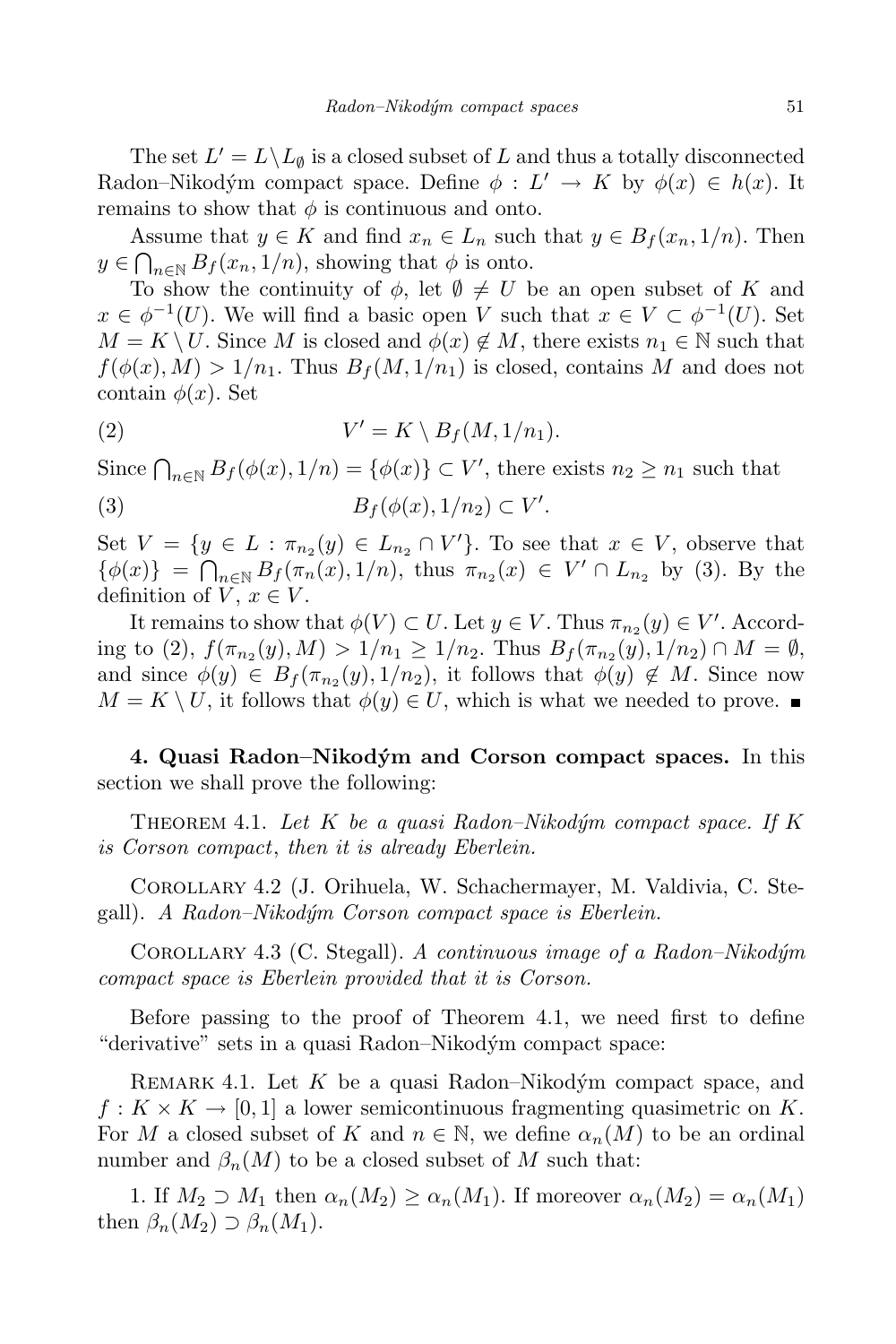The set $L' = L \setminus L_\emptyset$ is a closed subset of $L$ and thus a totally disconnected Radon–Nikodým compact space. Define $\phi : L' \to K$ by $\phi(x) \in h(x)$. It remains to show that $\phi$ is continuous and onto.

Assume that $y \in K$ and find $x_n \in L_n$ such that $y \in B_f(x_n, 1/n)$. Then $y \in \bigcap_{n\in\mathbb{N}} B_f(x_n, 1/n)$, showing that $\phi$ is onto.

To show the continuity of $\phi$, let $\emptyset \neq U$ be an open subset of $K$ and $x \in \phi^{-1}(U)$. We will find a basic open $V$ such that $x \in V \subset \phi^{-1}(U)$. Set $M = K \setminus U$. Since $M$ is closed and $\phi(x) \notin M$, there exists $n_1 \in \mathbb{N}$ such that $f(\phi(x), M) > 1/n_1$. Thus $B_f(M, 1/n_1)$ is closed, contains $M$ and does not contain $\phi(x)$. Set

$$V' = K \setminus B_f(M, 1/n_1). \tag{2}$$

Since $\bigcap_{n\in\mathbb{N}} B_f(\phi(x), 1/n) = \{\phi(x)\} \subset V'$, there exists $n_2 \geq n_1$ such that

$$B_f(\phi(x), 1/n_2) \subset V'. \tag{3}$$

Set $V = \{y \in L : \pi_{n_2}(y) \in L_{n_2} \cap V'\}$. To see that $x \in V$, observe that $\{\phi(x)\} = \bigcap_{n\in\mathbb{N}} B_f(\pi_n(x), 1/n)$, thus $\pi_{n_2}(x) \in V' \cap L_{n_2}$ by (3). By the definition of $V$, $x \in V$.

It remains to show that $\phi(V) \subset U$. Let $y \in V$. Thus $\pi_{n_2}(y) \in V'$. According to (2), $f(\pi_{n_2}(y), M) > 1/n_1 \geq 1/n_2$. Thus $B_f(\pi_{n_2}(y), 1/n_2) \cap M = \emptyset$, and since $\phi(y) \in B_f(\pi_{n_2}(y), 1/n_2)$, it follows that $\phi(y) \notin M$. Since now $M = K \setminus U$, it follows that $\phi(y) \in U$, which is what we needed to prove. ∎

**4. Quasi Radon–Nikodým and Corson compact spaces.** In this section we shall prove the following:

Theorem 4.1. *Let $K$ be a quasi Radon–Nikodým compact space. If $K$ is Corson compact, then it is already Eberlein.*

Corollary 4.2 (J. Orihuela, W. Schachermayer, M. Valdivia, C. Stegall). *A Radon–Nikodým Corson compact space is Eberlein.*

Corollary 4.3 (C. Stegall). *A continuous image of a Radon–Nikodým compact space is Eberlein provided that it is Corson.*

Before passing to the proof of Theorem 4.1, we need first to define "derivative" sets in a quasi Radon–Nikodým compact space:

Remark 4.1. Let $K$ be a quasi Radon–Nikodým compact space, and $f : K \times K \to [0, 1]$ a lower semicontinuous fragmenting quasimetric on $K$. For $M$ a closed subset of $K$ and $n \in \mathbb{N}$, we define $\alpha_n(M)$ to be an ordinal number and $\beta_n(M)$ to be a closed subset of $M$ such that:

1. If $M_2 \supset M_1$ then $\alpha_n(M_2) \geq \alpha_n(M_1)$. If moreover $\alpha_n(M_2) = \alpha_n(M_1)$ then $\beta_n(M_2) \supset \beta_n(M_1)$.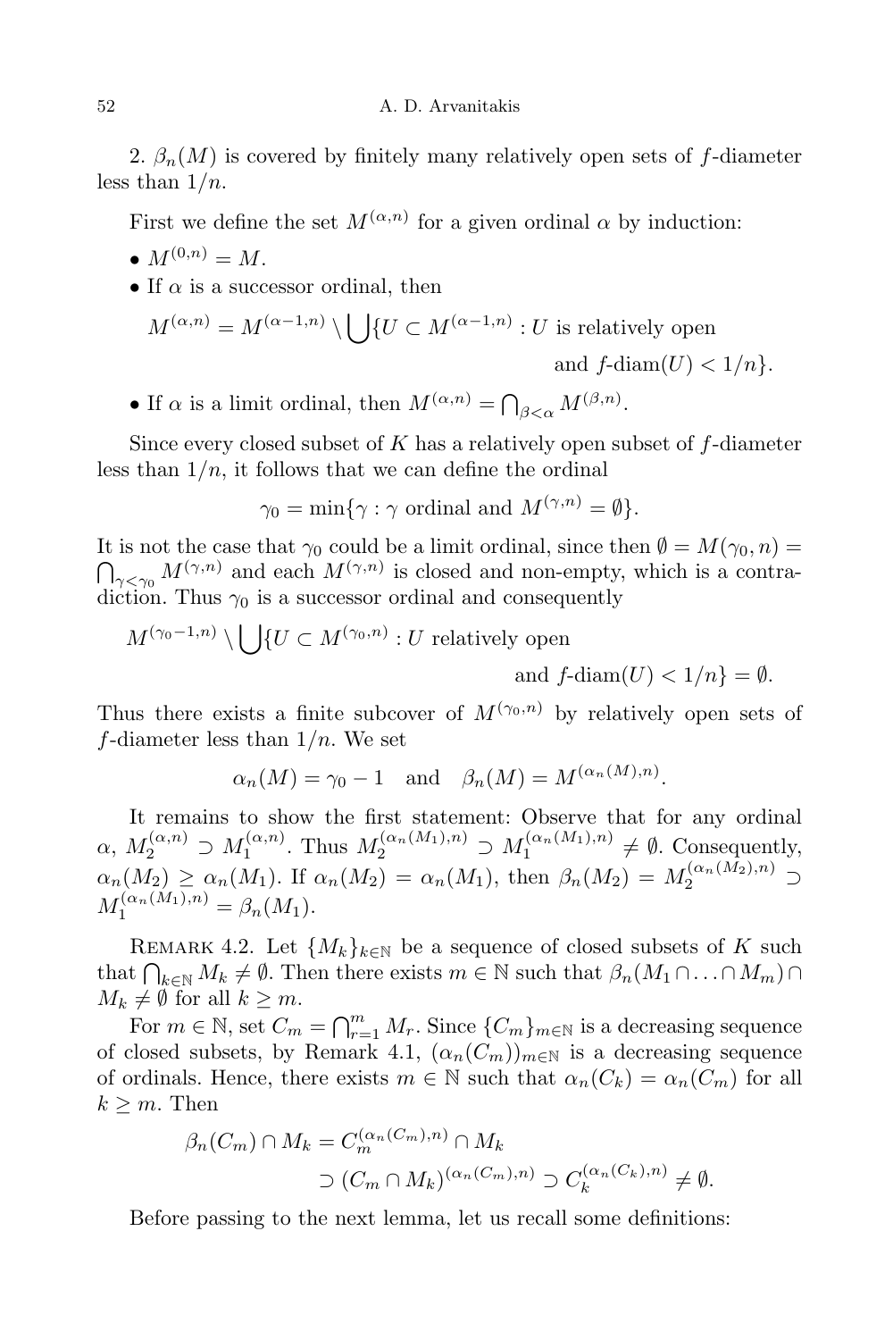2. $\beta_n(M)$ is covered by finitely many relatively open sets of $f$-diameter less than $1/n$.

First we define the set $M^{(\alpha,n)}$ for a given ordinal $\alpha$ by induction:

- $M^{(0,n)} = M$.
- If $\alpha$ is a successor ordinal, then

$$M^{(\alpha,n)} = M^{(\alpha-1,n)} \setminus \bigcup\{U \subset M^{(\alpha-1,n)} : U \text{ is relatively open and } f\text{-diam}(U) < 1/n\}.$$

- If $\alpha$ is a limit ordinal, then $M^{(\alpha,n)} = \bigcap_{\beta<\alpha} M^{(\beta,n)}$.

Since every closed subset of $K$ has a relatively open subset of $f$-diameter less than $1/n$, it follows that we can define the ordinal

$$\gamma_0 = \min\{\gamma : \gamma \text{ ordinal and } M^{(\gamma,n)} = \emptyset\}.$$

It is not the case that $\gamma_0$ could be a limit ordinal, since then $\emptyset = M(\gamma_0, n) = \bigcap_{\gamma<\gamma_0} M^{(\gamma,n)}$ and each $M^{(\gamma,n)}$ is closed and non-empty, which is a contradiction. Thus $\gamma_0$ is a successor ordinal and consequently

$$M^{(\gamma_0-1,n)} \setminus \bigcup\{U \subset M^{(\gamma_0,n)} : U \text{ relatively open and } f\text{-diam}(U) < 1/n\} = \emptyset.$$

Thus there exists a finite subcover of $M^{(\gamma_0,n)}$ by relatively open sets of $f$-diameter less than $1/n$. We set

$$\alpha_n(M) = \gamma_0 - 1 \quad \text{and} \quad \beta_n(M) = M^{(\alpha_n(M),n)}.$$

It remains to show the first statement: Observe that for any ordinal $\alpha$, $M_2^{(\alpha,n)} \supset M_1^{(\alpha,n)}$. Thus $M_2^{(\alpha_n(M_1),n)} \supset M_1^{(\alpha_n(M_1),n)} \neq \emptyset$. Consequently, $\alpha_n(M_2) \geq \alpha_n(M_1)$. If $\alpha_n(M_2) = \alpha_n(M_1)$, then $\beta_n(M_2) = M_2^{(\alpha_n(M_2),n)} \supset M_1^{(\alpha_n(M_1),n)} = \beta_n(M_1)$.

Remark 4.2. Let $\{M_k\}_{k\in\mathbb{N}}$ be a sequence of closed subsets of $K$ such that $\bigcap_{k\in\mathbb{N}} M_k \neq \emptyset$. Then there exists $m \in \mathbb{N}$ such that $\beta_n(M_1 \cap \ldots \cap M_m) \cap M_k \neq \emptyset$ for all $k \geq m$.

For $m \in \mathbb{N}$, set $C_m = \bigcap_{r=1}^m M_r$. Since $\{C_m\}_{m\in\mathbb{N}}$ is a decreasing sequence of closed subsets, by Remark 4.1, $(\alpha_n(C_m))_{m\in\mathbb{N}}$ is a decreasing sequence of ordinals. Hence, there exists $m \in \mathbb{N}$ such that $\alpha_n(C_k) = \alpha_n(C_m)$ for all $k \geq m$. Then

$$\beta_n(C_m) \cap M_k = C_m^{(\alpha_n(C_m),n)} \cap M_k \supset (C_m \cap M_k)^{(\alpha_n(C_m),n)} \supset C_k^{(\alpha_n(C_k),n)} \neq \emptyset.$$

Before passing to the next lemma, let us recall some definitions: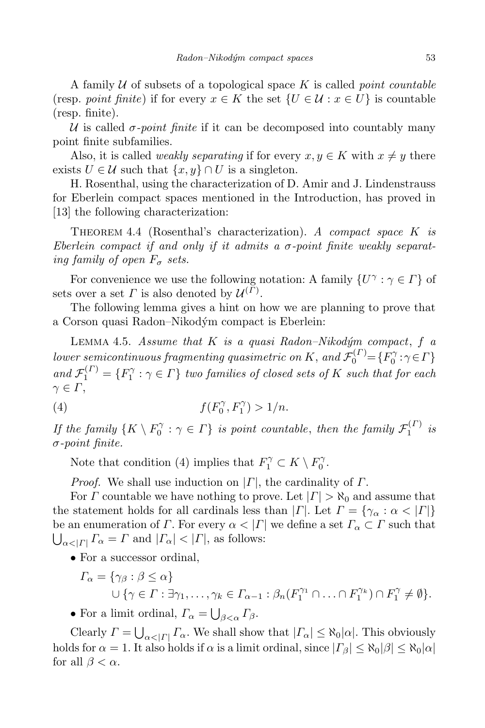A family $\mathcal{U}$ of subsets of a topological space $K$ is called *point countable* (resp. *point finite*) if for every $x \in K$ the set $\{U \in \mathcal{U} : x \in U\}$ is countable (resp. finite).

$\mathcal{U}$ is called *$\sigma$-point finite* if it can be decomposed into countably many point finite subfamilies.

Also, it is called *weakly separating* if for every $x, y \in K$ with $x \neq y$ there exists $U \in \mathcal{U}$ such that $\{x, y\} \cap U$ is a singleton.

H. Rosenthal, using the characterization of D. Amir and J. Lindenstrauss for Eberlein compact spaces mentioned in the Introduction, has proved in [13] the following characterization:

Theorem 4.4 (Rosenthal's characterization). *A compact space $K$ is Eberlein compact if and only if it admits a $\sigma$-point finite weakly separating family of open $F_\sigma$ sets.*

For convenience we use the following notation: A family $\{U^\gamma : \gamma \in \Gamma\}$ of sets over a set $\Gamma$ is also denoted by $\mathcal{U}^{(\Gamma)}$.

The following lemma gives a hint on how we are planning to prove that a Corson quasi Radon–Nikodým compact is Eberlein:

Lemma 4.5. *Assume that $K$ is a quasi Radon–Nikodým compact, $f$ a lower semicontinuous fragmenting quasimetric on $K$, and $\mathcal{F}_0^{(\Gamma)} = \{F_0^\gamma : \gamma \in \Gamma\}$ and $\mathcal{F}_1^{(\Gamma)} = \{F_1^\gamma : \gamma \in \Gamma\}$ two families of closed sets of $K$ such that for each $\gamma \in \Gamma$,*

$$f(F_0^\gamma, F_1^\gamma) > 1/n. \tag{4}$$

*If the family $\{K \setminus F_0^\gamma : \gamma \in \Gamma\}$ is point countable, then the family $\mathcal{F}_1^{(\Gamma)}$ is $\sigma$-point finite.*

Note that condition (4) implies that $F_1^\gamma \subset K \setminus F_0^\gamma$.

*Proof.* We shall use induction on $|\Gamma|$, the cardinality of $\Gamma$.

For $\Gamma$ countable we have nothing to prove. Let $|\Gamma| > \aleph_0$ and assume that the statement holds for all cardinals less than $|\Gamma|$. Let $\Gamma = \{\gamma_\alpha : \alpha < |\Gamma|\}$ be an enumeration of $\Gamma$. For every $\alpha < |\Gamma|$ we define a set $\Gamma_\alpha \subset \Gamma$ such that $\bigcup_{\alpha < |\Gamma|} \Gamma_\alpha = \Gamma$ and $|\Gamma_\alpha| < |\Gamma|$, as follows:

- For a successor ordinal,

$$\Gamma_\alpha = \{\gamma_\beta : \beta \leq \alpha\} \\ \cup \{\gamma \in \Gamma : \exists \gamma_1, \ldots, \gamma_k \in \Gamma_{\alpha-1} : \beta_n(F_1^{\gamma_1} \cap \ldots \cap F_1^{\gamma_k}) \cap F_1^\gamma \neq \emptyset\}.$$

- For a limit ordinal, $\Gamma_\alpha = \bigcup_{\beta < \alpha} \Gamma_\beta$.

Clearly $\Gamma = \bigcup_{\alpha < |\Gamma|} \Gamma_\alpha$. We shall show that $|\Gamma_\alpha| \leq \aleph_0 |\alpha|$. This obviously holds for $\alpha = 1$. It also holds if $\alpha$ is a limit ordinal, since $|\Gamma_\beta| \leq \aleph_0 |\beta| \leq \aleph_0 |\alpha|$ for all $\beta < \alpha$.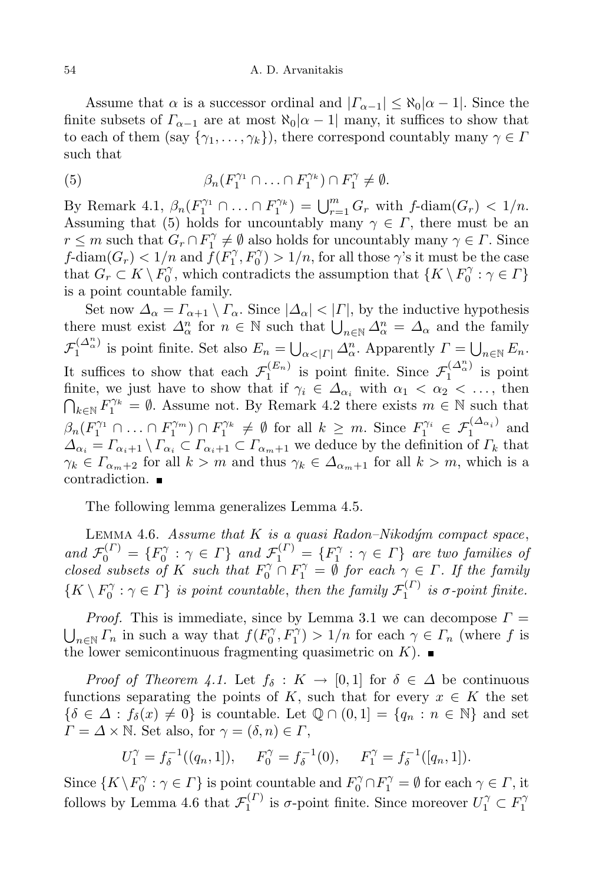Assume that $\alpha$ is a successor ordinal and $|\Gamma_{\alpha-1}| \le \aleph_0 |\alpha - 1|$. Since the finite subsets of $\Gamma_{\alpha-1}$ are at most $\aleph_0|\alpha-1|$ many, it suffices to show that to each of them (say $\{\gamma_1, \dots, \gamma_k\}$), there correspond countably many $\gamma \in \Gamma$ such that

$$\beta_n(F_1^{\gamma_1} \cap \ldots \cap F_1^{\gamma_k}) \cap F_1^{\gamma} \neq \emptyset. \tag{5}$$

By Remark 4.1, $\beta_n(F_1^{\gamma_1} \cap \ldots \cap F_1^{\gamma_k}) = \bigcup_{r=1}^m G_r$ with $f$-diam$(G_r) < 1/n$. Assuming that (5) holds for uncountably many $\gamma \in \Gamma$, there must be an $r \le m$ such that $G_r \cap F_1^\gamma \neq \emptyset$ also holds for uncountably many $\gamma \in \Gamma$. Since $f$-diam$(G_r) < 1/n$ and $f(F_1^\gamma, F_0^\gamma) > 1/n$, for all those $\gamma$'s it must be the case that $G_r \subset K \setminus F_0^\gamma$, which contradicts the assumption that $\{K \setminus F_0^\gamma : \gamma \in \Gamma\}$ is a point countable family.

Set now $\Delta_\alpha = \Gamma_{\alpha+1} \setminus \Gamma_\alpha$. Since $|\Delta_\alpha| < |\Gamma|$, by the inductive hypothesis there must exist $\Delta_\alpha^n$ for $n \in \mathbb{N}$ such that $\bigcup_{n\in\mathbb{N}} \Delta_\alpha^n = \Delta_\alpha$ and the family $\mathcal{F}_1^{(\Delta_\alpha^n)}$ is point finite. Set also $E_n = \bigcup_{\alpha<|\Gamma|} \Delta_\alpha^n$. Apparently $\Gamma = \bigcup_{n\in\mathbb{N}} E_n$. It suffices to show that each $\mathcal{F}_1^{(E_n)}$ is point finite. Since $\mathcal{F}_1^{(\Delta_\alpha^n)}$ is point finite, we just have to show that if $\gamma_i \in \Delta_{\alpha_i}$ with $\alpha_1 < \alpha_2 < \ldots$, then $\bigcap_{k\in\mathbb{N}} F_1^{\gamma_k} = \emptyset$. Assume not. By Remark 4.2 there exists $m \in \mathbb{N}$ such that $\beta_n(F_1^{\gamma_1} \cap \ldots \cap F_1^{\gamma_m}) \cap F_1^{\gamma_k} \neq \emptyset$ for all $k \ge m$. Since $F_1^{\gamma_i} \in \mathcal{F}_1^{(\Delta_{\alpha_i})}$ and $\Delta_{\alpha_i} = \Gamma_{\alpha_i+1} \setminus \Gamma_{\alpha_i} \subset \Gamma_{\alpha_i+1} \subset \Gamma_{\alpha_m+1}$ we deduce by the definition of $\Gamma_k$ that $\gamma_k \in \Gamma_{\alpha_m+2}$ for all $k > m$ and thus $\gamma_k \in \Delta_{\alpha_m+1}$ for all $k > m$, which is a contradiction. ∎

The following lemma generalizes Lemma 4.5.

**Lemma 4.6.** *Assume that $K$ is a quasi Radon–Nikodým compact space, and $\mathcal{F}_0^{(\Gamma)} = \{F_0^\gamma : \gamma \in \Gamma\}$ and $\mathcal{F}_1^{(\Gamma)} = \{F_1^\gamma : \gamma \in \Gamma\}$ are two families of closed subsets of $K$ such that $F_0^\gamma \cap F_1^\gamma = \emptyset$ for each $\gamma \in \Gamma$. If the family $\{K \setminus F_0^\gamma : \gamma \in \Gamma\}$ is point countable, then the family $\mathcal{F}_1^{(\Gamma)}$ is $\sigma$-point finite.*

*Proof.* This is immediate, since by Lemma 3.1 we can decompose $\Gamma = \bigcup_{n\in\mathbb{N}} \Gamma_n$ in such a way that $f(F_0^\gamma, F_1^\gamma) > 1/n$ for each $\gamma \in \Gamma_n$ (where $f$ is the lower semicontinuous fragmenting quasimetric on $K$). ∎

*Proof of Theorem 4.1.* Let $f_\delta : K \to [0,1]$ for $\delta \in \Delta$ be continuous functions separating the points of $K$, such that for every $x \in K$ the set $\{\delta \in \Delta : f_\delta(x) \neq 0\}$ is countable. Let $\mathbb{Q} \cap (0,1] = \{q_n : n \in \mathbb{N}\}$ and set $\Gamma = \Delta \times \mathbb{N}$. Set also, for $\gamma = (\delta, n) \in \Gamma$,

$$U_1^\gamma = f_\delta^{-1}((q_n, 1]), \quad F_0^\gamma = f_\delta^{-1}(0), \quad F_1^\gamma = f_\delta^{-1}([q_n, 1]).$$

Since $\{K \setminus F_0^\gamma : \gamma \in \Gamma\}$ is point countable and $F_0^\gamma \cap F_1^\gamma = \emptyset$ for each $\gamma \in \Gamma$, it follows by Lemma 4.6 that $\mathcal{F}_1^{(\Gamma)}$ is $\sigma$-point finite. Since moreover $U_1^\gamma \subset F_1^\gamma$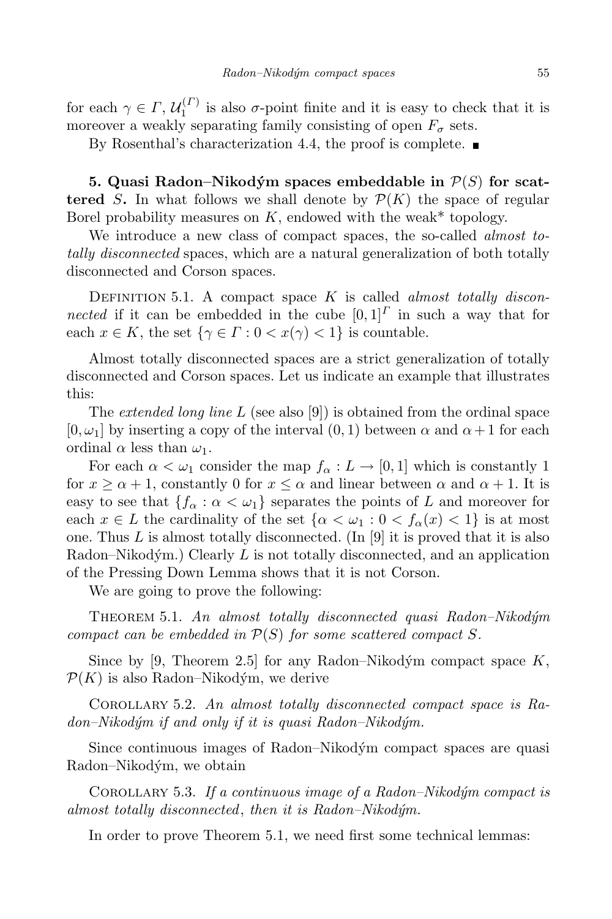for each $\gamma \in \Gamma$, $\mathcal{U}_1^{(\Gamma)}$ is also $\sigma$-point finite and it is easy to check that it is moreover a weakly separating family consisting of open $F_\sigma$ sets.

By Rosenthal's characterization 4.4, the proof is complete. ∎

**5. Quasi Radon–Nikodým spaces embeddable in $\mathcal{P}(S)$ for scattered $S$.** In what follows we shall denote by $\mathcal{P}(K)$ the space of regular Borel probability measures on $K$, endowed with the weak* topology.

We introduce a new class of compact spaces, the so-called *almost totally disconnected* spaces, which are a natural generalization of both totally disconnected and Corson spaces.

Definition 5.1. A compact space $K$ is called *almost totally disconnected* if it can be embedded in the cube $[0,1]^\Gamma$ in such a way that for each $x \in K$, the set $\{\gamma \in \Gamma : 0 < x(\gamma) < 1\}$ is countable.

Almost totally disconnected spaces are a strict generalization of totally disconnected and Corson spaces. Let us indicate an example that illustrates this:

The *extended long line* $L$ (see also [9]) is obtained from the ordinal space $[0, \omega_1]$ by inserting a copy of the interval $(0,1)$ between $\alpha$ and $\alpha+1$ for each ordinal $\alpha$ less than $\omega_1$.

For each $\alpha < \omega_1$ consider the map $f_\alpha : L \to [0,1]$ which is constantly 1 for $x \geq \alpha+1$, constantly 0 for $x \leq \alpha$ and linear between $\alpha$ and $\alpha+1$. It is easy to see that $\{f_\alpha : \alpha < \omega_1\}$ separates the points of $L$ and moreover for each $x \in L$ the cardinality of the set $\{\alpha < \omega_1 : 0 < f_\alpha(x) < 1\}$ is at most one. Thus $L$ is almost totally disconnected. (In [9] it is proved that it is also Radon–Nikodým.) Clearly $L$ is not totally disconnected, and an application of the Pressing Down Lemma shows that it is not Corson.

We are going to prove the following:

Theorem 5.1. *An almost totally disconnected quasi Radon–Nikodým compact can be embedded in $\mathcal{P}(S)$ for some scattered compact $S$.*

Since by [9, Theorem 2.5] for any Radon–Nikodým compact space $K$, $\mathcal{P}(K)$ is also Radon–Nikodým, we derive

Corollary 5.2. *An almost totally disconnected compact space is Radon–Nikodým if and only if it is quasi Radon–Nikodým.*

Since continuous images of Radon–Nikodým compact spaces are quasi Radon–Nikodým, we obtain

Corollary 5.3. *If a continuous image of a Radon–Nikodým compact is almost totally disconnected, then it is Radon–Nikodým.*

In order to prove Theorem 5.1, we need first some technical lemmas: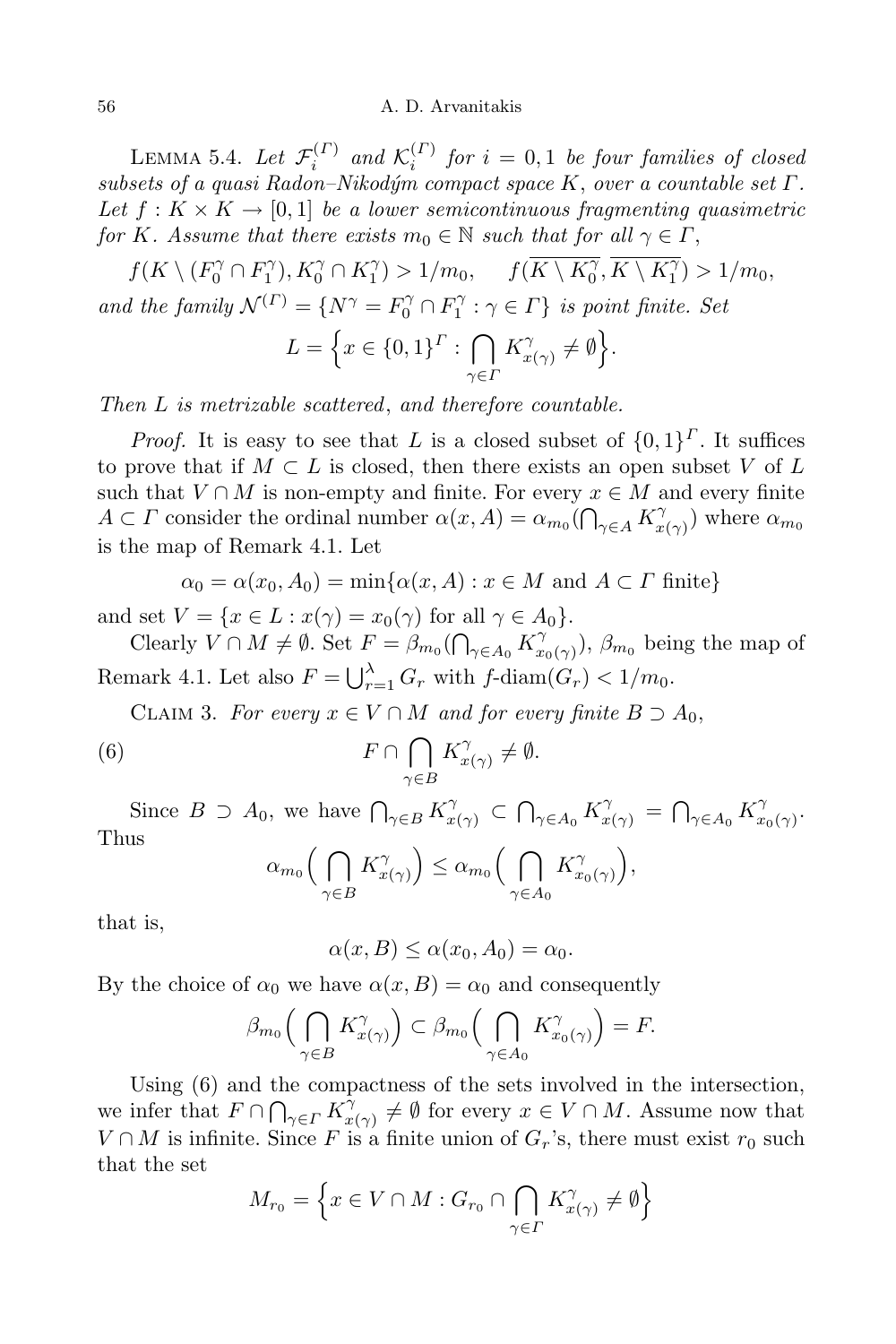LEMMA 5.4. *Let $\mathcal{F}_i^{(\Gamma)}$ and $\mathcal{K}_i^{(\Gamma)}$ for $i = 0, 1$ be four families of closed subsets of a quasi Radon–Nikodým compact space $K$, over a countable set $\Gamma$. Let $f : K \times K \to [0, 1]$ be a lower semicontinuous fragmenting quasimetric for $K$. Assume that there exists $m_0 \in \mathbb{N}$ such that for all $\gamma \in \Gamma$,*

$$f(K \setminus (F_0^\gamma \cap F_1^\gamma), K_0^\gamma \cap K_1^\gamma) > 1/m_0, \qquad f(\overline{K \setminus K_0^\gamma}, \overline{K \setminus K_1^\gamma}) > 1/m_0,$$

*and the family $\mathcal{N}^{(\Gamma)} = \{N^\gamma = F_0^\gamma \cap F_1^\gamma : \gamma \in \Gamma\}$ is point finite. Set*

$$L = \Big\{x \in \{0,1\}^\Gamma : \bigcap_{\gamma \in \Gamma} K_{x(\gamma)}^\gamma \neq \emptyset\Big\}.$$

*Then $L$ is metrizable scattered, and therefore countable.*

*Proof.* It is easy to see that $L$ is a closed subset of $\{0,1\}^\Gamma$. It suffices to prove that if $M \subset L$ is closed, then there exists an open subset $V$ of $L$ such that $V \cap M$ is non-empty and finite. For every $x \in M$ and every finite $A \subset \Gamma$ consider the ordinal number $\alpha(x, A) = \alpha_{m_0}(\bigcap_{\gamma \in A} K_{x(\gamma)}^\gamma)$ where $\alpha_{m_0}$ is the map of Remark 4.1. Let

$$\alpha_0 = \alpha(x_0, A_0) = \min\{\alpha(x, A) : x \in M \text{ and } A \subset \Gamma \text{ finite}\}$$

and set $V = \{x \in L : x(\gamma) = x_0(\gamma) \text{ for all } \gamma \in A_0\}$.

Clearly $V \cap M \neq \emptyset$. Set $F = \beta_{m_0}(\bigcap_{\gamma \in A_0} K_{x_0(\gamma)}^\gamma)$, $\beta_{m_0}$ being the map of Remark 4.1. Let also $F = \bigcup_{r=1}^\lambda G_r$ with $f$-diam$(G_r) < 1/m_0$.

CLAIM 3. *For every $x \in V \cap M$ and for every finite $B \supset A_0$,*

$$F \cap \bigcap_{\gamma \in B} K_{x(\gamma)}^\gamma \neq \emptyset. \tag{6}$$

Since $B \supset A_0$, we have $\bigcap_{\gamma \in B} K_{x(\gamma)}^\gamma \subset \bigcap_{\gamma \in A_0} K_{x(\gamma)}^\gamma = \bigcap_{\gamma \in A_0} K_{x_0(\gamma)}^\gamma$. Thus

$$\alpha_{m_0}\Big(\bigcap_{\gamma \in B} K_{x(\gamma)}^\gamma\Big) \le \alpha_{m_0}\Big(\bigcap_{\gamma \in A_0} K_{x_0(\gamma)}^\gamma\Big),$$

that is,

$$\alpha(x, B) \le \alpha(x_0, A_0) = \alpha_0.$$

By the choice of $\alpha_0$ we have $\alpha(x, B) = \alpha_0$ and consequently

$$\beta_{m_0}\Big(\bigcap_{\gamma \in B} K_{x(\gamma)}^\gamma\Big) \subset \beta_{m_0}\Big(\bigcap_{\gamma \in A_0} K_{x_0(\gamma)}^\gamma\Big) = F.$$

Using (6) and the compactness of the sets involved in the intersection, we infer that $F \cap \bigcap_{\gamma \in \Gamma} K_{x(\gamma)}^\gamma \neq \emptyset$ for every $x \in V \cap M$. Assume now that $V \cap M$ is infinite. Since $F$ is a finite union of $G_r$'s, there must exist $r_0$ such that the set

$$M_{r_0} = \Big\{x \in V \cap M : G_{r_0} \cap \bigcap_{\gamma \in \Gamma} K_{x(\gamma)}^\gamma \neq \emptyset\Big\}$$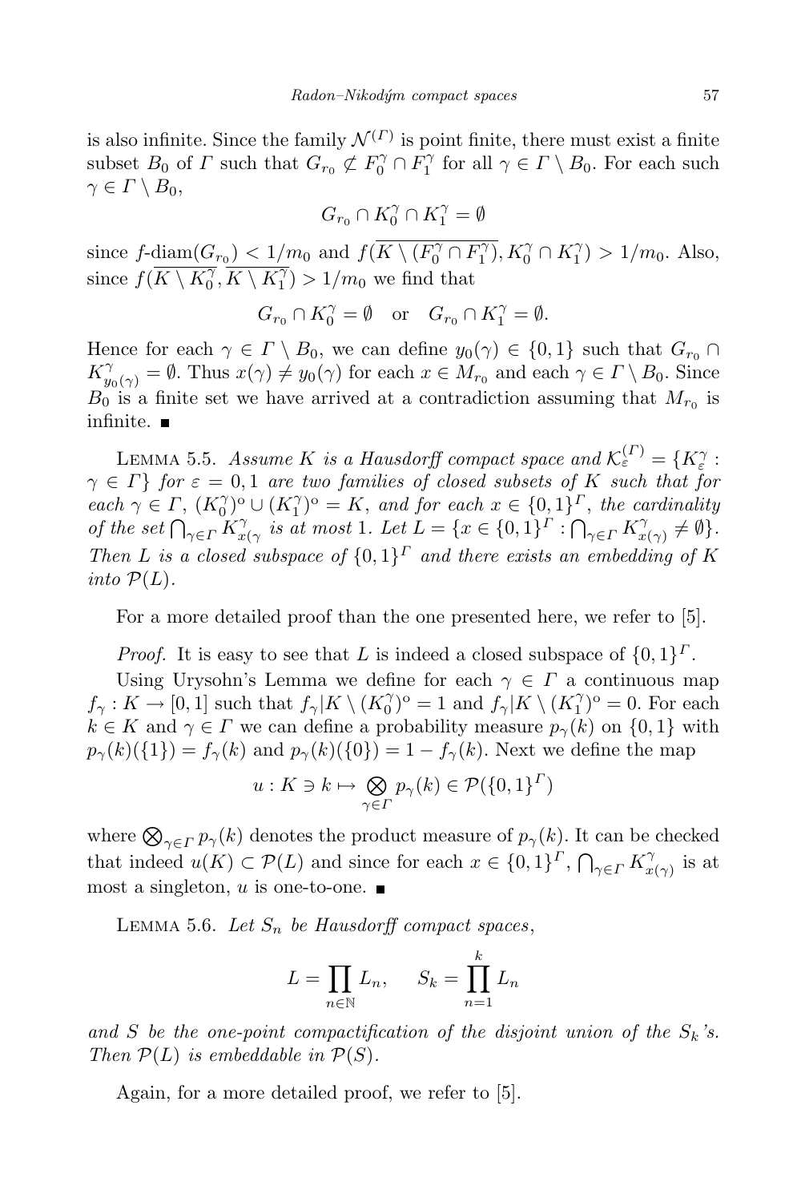is also infinite. Since the family $\mathcal{N}^{(\Gamma)}$ is point finite, there must exist a finite subset $B_0$ of $\Gamma$ such that $G_{r_0} \not\subset F_0^\gamma \cap F_1^\gamma$ for all $\gamma \in \Gamma \setminus B_0$. For each such $\gamma \in \Gamma \setminus B_0$,

$$G_{r_0} \cap K_0^\gamma \cap K_1^\gamma = \emptyset$$

since $f$-$\mathrm{diam}(G_{r_0}) < 1/m_0$ and $f(\overline{K \setminus (F_0^\gamma \cap F_1^\gamma)}, K_0^\gamma \cap K_1^\gamma) > 1/m_0$. Also, since $f(\overline{K \setminus K_0^\gamma}, \overline{K \setminus K_1^\gamma}) > 1/m_0$ we find that

$$G_{r_0} \cap K_0^\gamma = \emptyset \quad \text{or} \quad G_{r_0} \cap K_1^\gamma = \emptyset.$$

Hence for each $\gamma \in \Gamma \setminus B_0$, we can define $y_0(\gamma) \in \{0,1\}$ such that $G_{r_0} \cap K_{y_0(\gamma)}^\gamma = \emptyset$. Thus $x(\gamma) \neq y_0(\gamma)$ for each $x \in M_{r_0}$ and each $\gamma \in \Gamma \setminus B_0$. Since $B_0$ is a finite set we have arrived at a contradiction assuming that $M_{r_0}$ is infinite. ∎

Lemma 5.5. *Assume $K$ is a Hausdorff compact space and $\mathcal{K}_\varepsilon^{(\Gamma)} = \{K_\varepsilon^\gamma : \gamma \in \Gamma\}$ for $\varepsilon = 0, 1$ are two families of closed subsets of $K$ such that for each $\gamma \in \Gamma$, $(K_0^\gamma)^{\mathrm{o}} \cup (K_1^\gamma)^{\mathrm{o}} = K$, and for each $x \in \{0,1\}^\Gamma$, the cardinality of the set $\bigcap_{\gamma \in \Gamma} K_{x(\gamma}^\gamma$ is at most 1. Let $L = \{x \in \{0,1\}^\Gamma : \bigcap_{\gamma\in\Gamma} K_{x(\gamma)}^\gamma \neq \emptyset\}$. Then $L$ is a closed subspace of $\{0,1\}^\Gamma$ and there exists an embedding of $K$ into $\mathcal{P}(L)$.*

For a more detailed proof than the one presented here, we refer to [5].

*Proof.* It is easy to see that $L$ is indeed a closed subspace of $\{0,1\}^\Gamma$.

Using Urysohn's Lemma we define for each $\gamma \in \Gamma$ a continuous map $f_\gamma : K \to [0,1]$ such that $f_\gamma | K \setminus (K_0^\gamma)^{\mathrm{o}} = 1$ and $f_\gamma | K \setminus (K_1^\gamma)^{\mathrm{o}} = 0$. For each $k \in K$ and $\gamma \in \Gamma$ we can define a probability measure $p_\gamma(k)$ on $\{0,1\}$ with $p_\gamma(k)(\{1\}) = f_\gamma(k)$ and $p_\gamma(k)(\{0\}) = 1 - f_\gamma(k)$. Next we define the map

$$u : K \ni k \mapsto \bigotimes_{\gamma\in\Gamma} p_\gamma(k) \in \mathcal{P}(\{0,1\}^\Gamma)$$

where $\bigotimes_{\gamma\in\Gamma} p_\gamma(k)$ denotes the product measure of $p_\gamma(k)$. It can be checked that indeed $u(K) \subset \mathcal{P}(L)$ and since for each $x \in \{0,1\}^\Gamma$, $\bigcap_{\gamma\in\Gamma} K_{x(\gamma)}^\gamma$ is at most a singleton, $u$ is one-to-one. ∎

Lemma 5.6. *Let $S_n$ be Hausdorff compact spaces,*

$$L = \prod_{n\in\mathbb{N}} L_n, \qquad S_k = \prod_{n=1}^{k} L_n$$

*and $S$ be the one-point compactification of the disjoint union of the $S_k$'s. Then $\mathcal{P}(L)$ is embeddable in $\mathcal{P}(S)$.*

Again, for a more detailed proof, we refer to [5].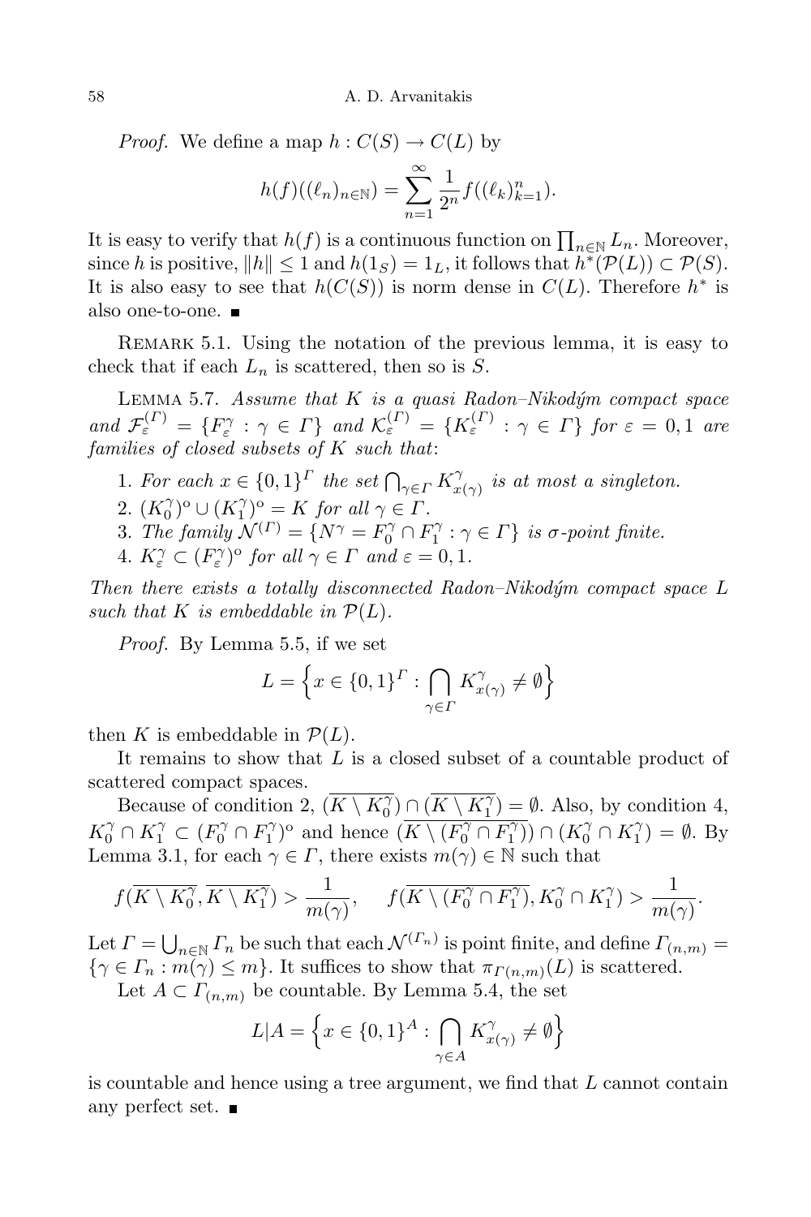*Proof.* We define a map $h : C(S) \to C(L)$ by

$$h(f)((\ell_n)_{n\in\mathbb{N}}) = \sum_{n=1}^{\infty} \frac{1}{2^n} f((\ell_k)_{k=1}^n).$$

It is easy to verify that $h(f)$ is a continuous function on $\prod_{n\in\mathbb{N}} L_n$. Moreover, since $h$ is positive, $\|h\| \le 1$ and $h(1_S) = 1_L$, it follows that $h^*(\mathcal{P}(L)) \subset \mathcal{P}(S)$. It is also easy to see that $h(C(S))$ is norm dense in $C(L)$. Therefore $h^*$ is also one-to-one. ■

Remark 5.1. Using the notation of the previous lemma, it is easy to check that if each $L_n$ is scattered, then so is $S$.

Lemma 5.7. *Assume that $K$ is a quasi Radon–Nikodým compact space and $\mathcal{F}_\varepsilon^{(\Gamma)} = \{F_\varepsilon^\gamma : \gamma \in \Gamma\}$ and $\mathcal{K}_\varepsilon^{(\Gamma)} = \{K_\varepsilon^{(\Gamma)} : \gamma \in \Gamma\}$ for $\varepsilon = 0, 1$ are families of closed subsets of $K$ such that*:

1. *For each $x \in \{0,1\}^\Gamma$ the set $\bigcap_{\gamma\in\Gamma} K_{x(\gamma)}^\gamma$ is at most a singleton.*
2. *$(K_0^\gamma)^{\mathrm{o}} \cup (K_1^\gamma)^{\mathrm{o}} = K$ for all $\gamma \in \Gamma$.*
3. *The family $\mathcal{N}^{(\Gamma)} = \{N^\gamma = F_0^\gamma \cap F_1^\gamma : \gamma \in \Gamma\}$ is $\sigma$-point finite.*
4. *$K_\varepsilon^\gamma \subset (F_\varepsilon^\gamma)^{\mathrm{o}}$ for all $\gamma \in \Gamma$ and $\varepsilon = 0, 1$.*

*Then there exists a totally disconnected Radon–Nikodým compact space $L$ such that $K$ is embeddable in $\mathcal{P}(L)$.*

*Proof.* By Lemma 5.5, if we set

$$L = \Big\{x \in \{0,1\}^\Gamma : \bigcap_{\gamma\in\Gamma} K_{x(\gamma)}^\gamma \neq \emptyset\Big\}$$

then $K$ is embeddable in $\mathcal{P}(L)$.

It remains to show that $L$ is a closed subset of a countable product of scattered compact spaces.

Because of condition 2, $(\overline{K \setminus K_0^\gamma}) \cap (\overline{K \setminus K_1^\gamma}) = \emptyset$. Also, by condition 4, $K_0^\gamma \cap K_1^\gamma \subset (F_0^\gamma \cap F_1^\gamma)^{\mathrm{o}}$ and hence $(\overline{K \setminus (F_0^\gamma \cap F_1^\gamma)}) \cap (K_0^\gamma \cap K_1^\gamma) = \emptyset$. By Lemma 3.1, for each $\gamma \in \Gamma$, there exists $m(\gamma) \in \mathbb{N}$ such that

$$f(\overline{K \setminus K_0^\gamma}, \overline{K \setminus K_1^\gamma}) > \frac{1}{m(\gamma)}, \quad f(\overline{K \setminus (F_0^\gamma \cap F_1^\gamma)}, K_0^\gamma \cap K_1^\gamma) > \frac{1}{m(\gamma)}.$$

Let $\Gamma = \bigcup_{n\in\mathbb{N}} \Gamma_n$ be such that each $\mathcal{N}^{(\Gamma_n)}$ is point finite, and define $\Gamma_{(n,m)} = \{\gamma \in \Gamma_n : m(\gamma) \le m\}$. It suffices to show that $\pi_{\Gamma(n,m)}(L)$ is scattered.

Let $A \subset \Gamma_{(n,m)}$ be countable. By Lemma 5.4, the set

$$L|A = \Big\{x \in \{0,1\}^A : \bigcap_{\gamma\in A} K_{x(\gamma)}^\gamma \neq \emptyset\Big\}$$

is countable and hence using a tree argument, we find that $L$ cannot contain any perfect set. ■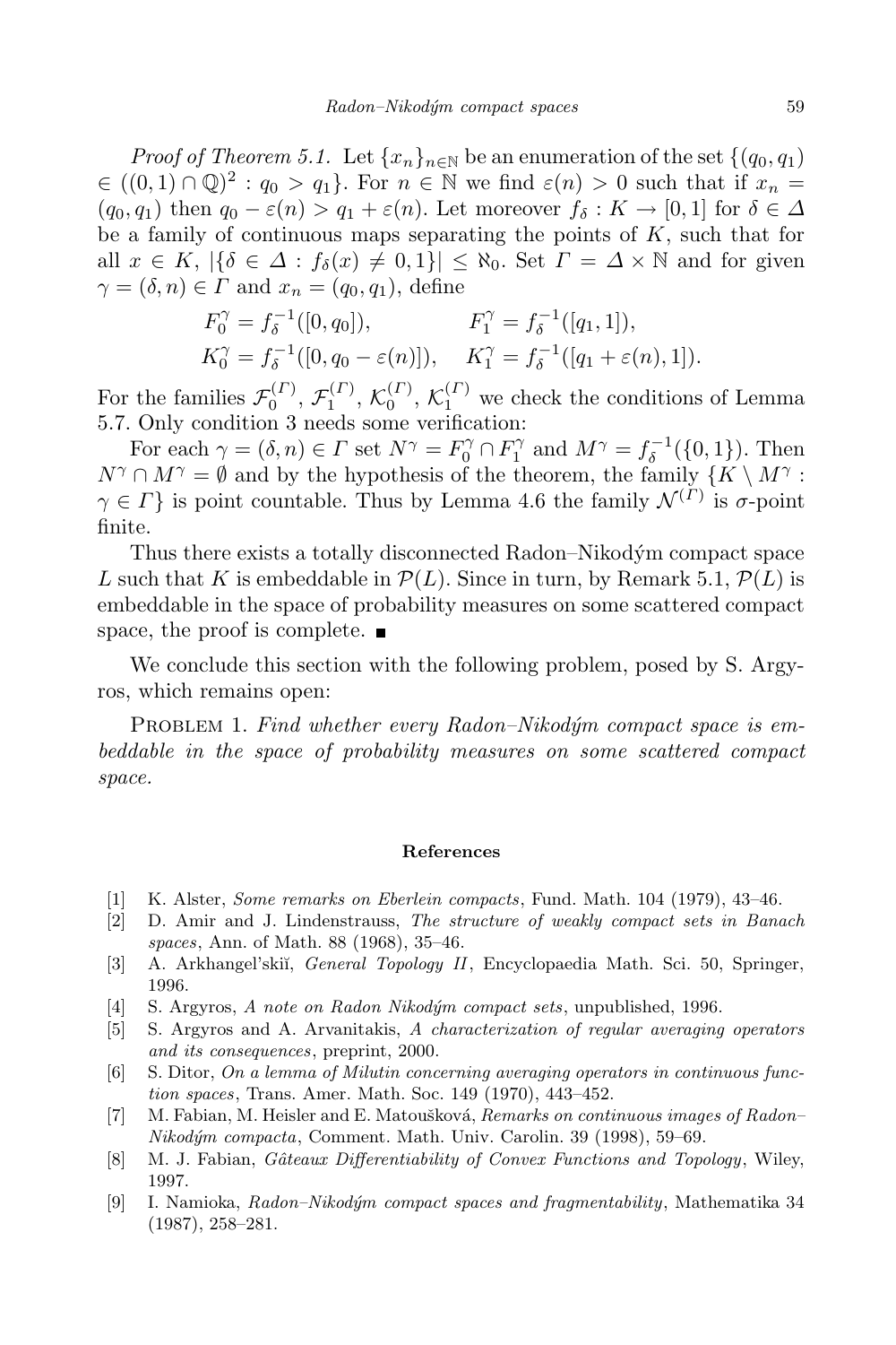*Proof of Theorem 5.1.* Let $\{x_n\}_{n\in\mathbb{N}}$ be an enumeration of the set $\{(q_0, q_1) \in ((0,1)\cap\mathbb{Q})^2 : q_0 > q_1\}$. For $n \in \mathbb{N}$ we find $\varepsilon(n) > 0$ such that if $x_n = (q_0, q_1)$ then $q_0 - \varepsilon(n) > q_1 + \varepsilon(n)$. Let moreover $f_\delta : K \to [0,1]$ for $\delta \in \Delta$ be a family of continuous maps separating the points of $K$, such that for all $x \in K$, $|\{\delta \in \Delta : f_\delta(x) \neq 0, 1\}| \le \aleph_0$. Set $\Gamma = \Delta \times \mathbb{N}$ and for given $\gamma = (\delta, n) \in \Gamma$ and $x_n = (q_0, q_1)$, define

$$F_0^\gamma = f_\delta^{-1}([0, q_0]), \qquad F_1^\gamma = f_\delta^{-1}([q_1, 1]),$$
$$K_0^\gamma = f_\delta^{-1}([0, q_0 - \varepsilon(n)]), \quad K_1^\gamma = f_\delta^{-1}([q_1 + \varepsilon(n), 1]).$$

For the families $\mathcal{F}_0^{(\Gamma)}$, $\mathcal{F}_1^{(\Gamma)}$, $\mathcal{K}_0^{(\Gamma)}$, $\mathcal{K}_1^{(\Gamma)}$ we check the conditions of Lemma 5.7. Only condition 3 needs some verification:

For each $\gamma = (\delta, n) \in \Gamma$ set $N^\gamma = F_0^\gamma \cap F_1^\gamma$ and $M^\gamma = f_\delta^{-1}(\{0,1\})$. Then $N^\gamma \cap M^\gamma = \emptyset$ and by the hypothesis of the theorem, the family $\{K \setminus M^\gamma : \gamma \in \Gamma\}$ is point countable. Thus by Lemma 4.6 the family $\mathcal{N}^{(\Gamma)}$ is $\sigma$-point finite.

Thus there exists a totally disconnected Radon–Nikodým compact space $L$ such that $K$ is embeddable in $\mathcal{P}(L)$. Since in turn, by Remark 5.1, $\mathcal{P}(L)$ is embeddable in the space of probability measures on some scattered compact space, the proof is complete. ∎

We conclude this section with the following problem, posed by S. Argyros, which remains open:

Problem 1. *Find whether every Radon–Nikodým compact space is embeddable in the space of probability measures on some scattered compact space.*

## References

[1] K. Alster, *Some remarks on Eberlein compacts*, Fund. Math. 104 (1979), 43–46.

[2] D. Amir and J. Lindenstrauss, *The structure of weakly compact sets in Banach spaces*, Ann. of Math. 88 (1968), 35–46.

[3] A. Arkhangel'skiĭ, *General Topology II*, Encyclopaedia Math. Sci. 50, Springer, 1996.

[4] S. Argyros, *A note on Radon Nikodým compact sets*, unpublished, 1996.

[5] S. Argyros and A. Arvanitakis, *A characterization of regular averaging operators and its consequences*, preprint, 2000.

[6] S. Ditor, *On a lemma of Milutin concerning averaging operators in continuous function spaces*, Trans. Amer. Math. Soc. 149 (1970), 443–452.

[7] M. Fabian, M. Heisler and E. Matoušková, *Remarks on continuous images of Radon–Nikodým compacta*, Comment. Math. Univ. Carolin. 39 (1998), 59–69.

[8] M. J. Fabian, *Gâteaux Differentiability of Convex Functions and Topology*, Wiley, 1997.

[9] I. Namioka, *Radon–Nikodým compact spaces and fragmentability*, Mathematika 34 (1987), 258–281.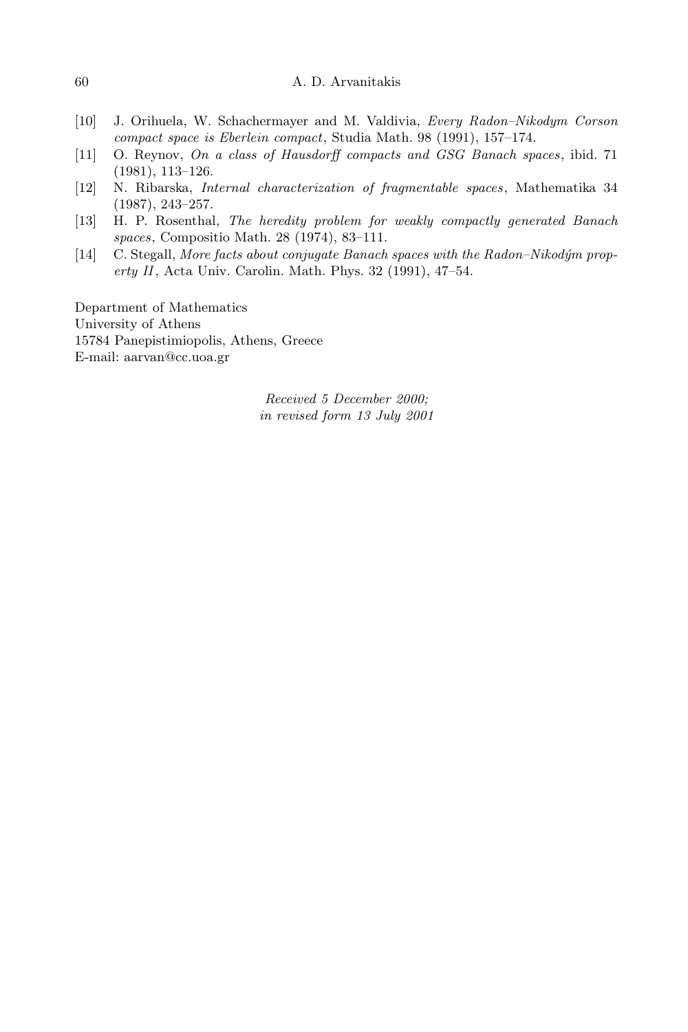[10] J. Orihuela, W. Schachermayer and M. Valdivia, *Every Radon–Nikodym Corson compact space is Eberlein compact*, Studia Math. 98 (1991), 157–174.

[11] O. Reynov, *On a class of Hausdorff compacts and GSG Banach spaces*, ibid. 71 (1981), 113–126.

[12] N. Ribarska, *Internal characterization of fragmentable spaces*, Mathematika 34 (1987), 243–257.

[13] H. P. Rosenthal, *The heredity problem for weakly compactly generated Banach spaces*, Compositio Math. 28 (1974), 83–111.

[14] C. Stegall, *More facts about conjugate Banach spaces with the Radon–Nikodým property II*, Acta Univ. Carolin. Math. Phys. 32 (1991), 47–54.

Department of Mathematics
University of Athens
15784 Panepistimiopolis, Athens, Greece
E-mail: aarvan@cc.uoa.gr

*Received 5 December 2000;*
*in revised form 13 July 2001*